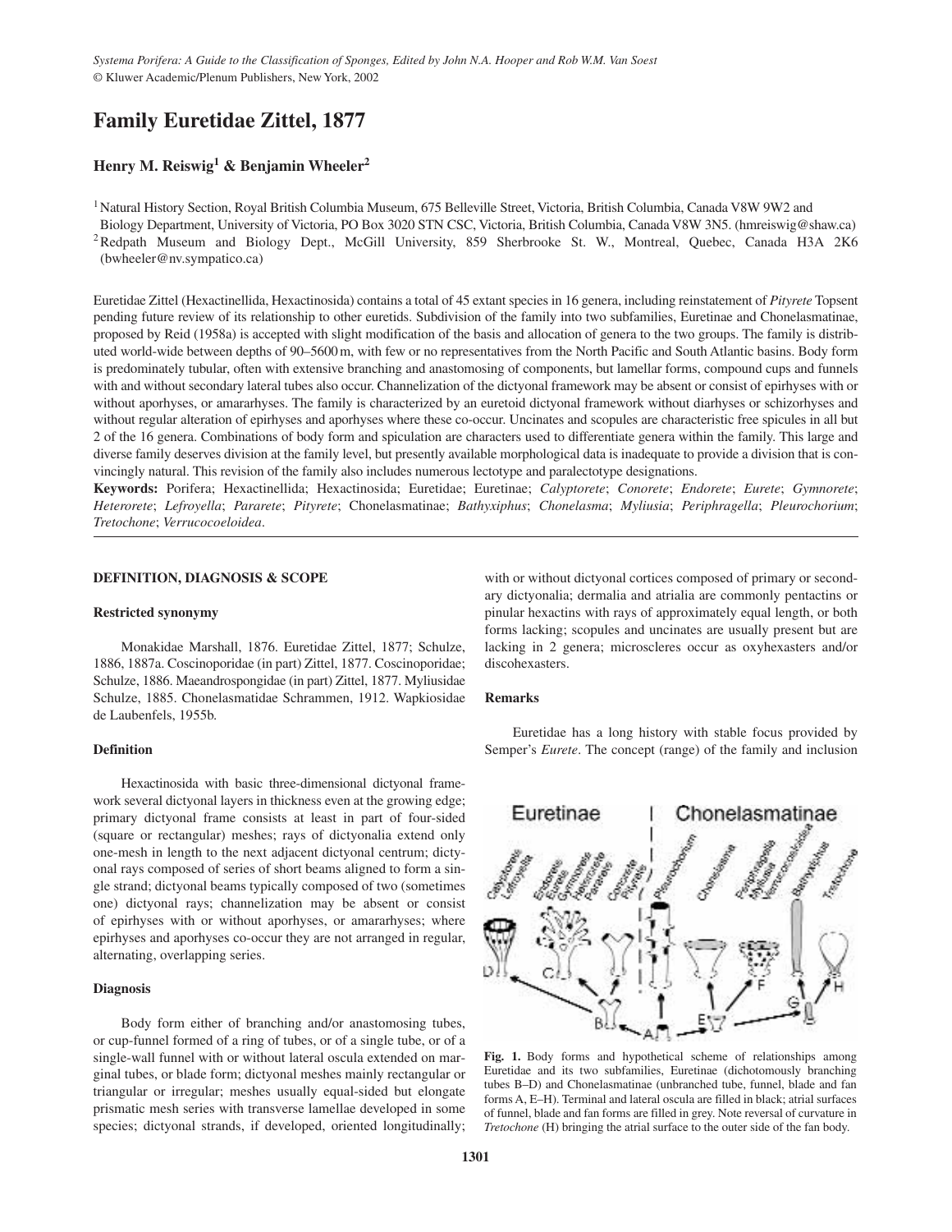*Systema Porifera: A Guide to the Classification of Sponges, Edited by John N.A. Hooper and Rob W.M. Van Soest*
© Kluwer Academic/Plenum Publishers, New York, 2002

# Family Euretidae Zittel, 1877

## Henry M. Reiswig[1] & Benjamin Wheeler[2]

[1] Natural History Section, Royal British Columbia Museum, 675 Belleville Street, Victoria, British Columbia, Canada V8W 9W2 and Biology Department, University of Victoria, PO Box 3020 STN CSC, Victoria, British Columbia, Canada V8W 3N5. (hmreiswig@shaw.ca)
[2] Redpath Museum and Biology Dept., McGill University, 859 Sherbrooke St. W., Montreal, Quebec, Canada H3A 2K6 (bwheeler@nv.sympatico.ca)

Euretidae Zittel (Hexactinellida, Hexactinosida) contains a total of 45 extant species in 16 genera, including reinstatement of *Pityrete* Topsent pending future review of its relationship to other euretids. Subdivision of the family into two subfamilies, Euretinae and Chonelasmatinae, proposed by Reid (1958a) is accepted with slight modification of the basis and allocation of genera to the two groups. The family is distributed world-wide between depths of 90–5600 m, with few or no representatives from the North Pacific and South Atlantic basins. Body form is predominately tubular, often with extensive branching and anastomosing of components, but lamellar forms, compound cups and funnels with and without secondary lateral tubes also occur. Channelization of the dictyonal framework may be absent or consist of epirhyses with or without aporhyses, or amararhyses. The family is characterized by an euretoid dictyonal framework without diarhyses or schizorhyses and without regular alteration of epirhyses and aporhyses where these co-occur. Uncinates and scopules are characteristic free spicules in all but 2 of the 16 genera. Combinations of body form and spiculation are characters used to differentiate genera within the family. This large and diverse family deserves division at the family level, but presently available morphological data is inadequate to provide a division that is convincingly natural. This revision of the family also includes numerous lectotype and paralectotype designations.

**Keywords:** Porifera; Hexactinellida; Hexactinosida; Euretidae; Euretinae; *Calyptorete*; *Conorete*; *Endorete*; *Eurete*; *Gymnorete*; *Heterorete*; *Lefroyella*; *Pararete*; *Pityrete*; Chonelasmatinae; *Bathyxiphus*; *Chonelasma*; *Myliusia*; *Periphragella*; *Pleurochorium*; *Tretochone*; *Verrucocoeloidea*.

### DEFINITION, DIAGNOSIS & SCOPE

#### Restricted synonymy

Monakidae Marshall, 1876. Euretidae Zittel, 1877; Schulze, 1886, 1887a. Coscinoporidae (in part) Zittel, 1877. Coscinoporidae; Schulze, 1886. Maeandrospongidae (in part) Zittel, 1877. Myliusidae Schulze, 1885. Chonelasmatidae Schrammen, 1912. Wapkiosidae de Laubenfels, 1955b.

#### Definition

Hexactinosida with basic three-dimensional dictyonal framework several dictyonal layers in thickness even at the growing edge; primary dictyonal frame consists at least in part of four-sided (square or rectangular) meshes; rays of dictyonalia extend only one-mesh in length to the next adjacent dictyonal centrum; dictyonal rays composed of series of short beams aligned to form a single strand; dictyonal beams typically composed of two (sometimes one) dictyonal rays; channelization may be absent or consist of epirhyses with or without aporhyses, or amararhyses; where epirhyses and aporhyses co-occur they are not arranged in regular, alternating, overlapping series.

#### Diagnosis

Body form either of branching and/or anastomosing tubes, or cup-funnel formed of a ring of tubes, or of a single tube, or of a single-wall funnel with or without lateral oscula extended on marginal tubes, or blade form; dictyonal meshes mainly rectangular or triangular or irregular; meshes usually equal-sided but elongate prismatic mesh series with transverse lamellae developed in some species; dictyonal strands, if developed, oriented longitudinally; with or without dictyonal cortices composed of primary or secondary dictyonalia; dermalia and atrialia are commonly pentactins or pinular hexactins with rays of approximately equal length, or both forms lacking; scopules and uncinates are usually present but are lacking in 2 genera; microscleres occur as oxyhexasters and/or discohexasters.

#### Remarks

Euretidae has a long history with stable focus provided by Semper's *Eurete*. The concept (range) of the family and inclusion

**Fig. 1.** Body forms and hypothetical scheme of relationships among Euretidae and its two subfamilies, Euretinae (dichotomously branching tubes B–D) and Chonelasmatinae (unbranched tube, funnel, blade and fan forms A, E–H). Terminal and lateral oscula are filled in black; atrial surfaces of funnel, blade and fan forms are filled in grey. Note reversal of curvature in *Tretochone* (H) bringing the atrial surface to the outer side of the fan body.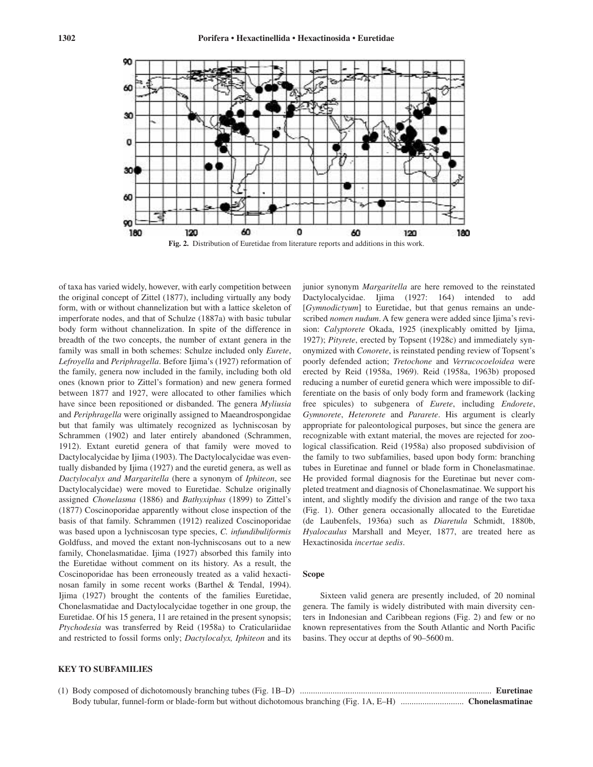Fig. 2. Distribution of Euretidae from literature reports and additions in this work.

of taxa has varied widely, however, with early competition between the original concept of Zittel (1877), including virtually any body form, with or without channelization but with a lattice skeleton of imperforate nodes, and that of Schulze (1887a) with basic tubular body form without channelization. In spite of the difference in breadth of the two concepts, the number of extant genera in the family was small in both schemes: Schulze included only *Eurete*, *Lefroyella* and *Periphragella*. Before Ijima's (1927) reformation of the family, genera now included in the family, including both old ones (known prior to Zittel's formation) and new genera formed between 1877 and 1927, were allocated to other families which have since been repositioned or disbanded. The genera *Myliusia* and *Periphragella* were originally assigned to Maeandrospongidae but that family was ultimately recognized as lychniscosan by Schrammen (1902) and later entirely abandoned (Schrammen, 1912). Extant euretid genera of that family were moved to Dactylocalycidae by Ijima (1903). The Dactylocalycidae was eventually disbanded by Ijima (1927) and the euretid genera, as well as *Dactylocalyx and Margaritella* (here a synonym of *Iphiteon*, see Dactylocalycidae) were moved to Euretidae. Schulze originally assigned *Chonelasma* (1886) and *Bathyxiphus* (1899) to Zittel's (1877) Coscinoporidae apparently without close inspection of the basis of that family. Schrammen (1912) realized Coscinoporidae was based upon a lychniscosan type species, *C. infundibuliformis* Goldfuss, and moved the extant non-lychniscosans out to a new family, Chonelasmatidae. Ijima (1927) absorbed this family into the Euretidae without comment on its history. As a result, the Coscinoporidae has been erroneously treated as a valid hexactinosan family in some recent works (Barthel & Tendal, 1994). Ijima (1927) brought the contents of the families Euretidae, Chonelasmatidae and Dactylocalycidae together in one group, the Euretidae. Of his 15 genera, 11 are retained in the present synopsis; *Ptychodesia* was transferred by Reid (1958a) to Craticulariidae and restricted to fossil forms only; *Dactylocalyx, Iphiteon* and its junior synonym *Margaritella* are here removed to the reinstated Dactylocalycidae. Ijima (1927: 164) intended to add [*Gymnodictyum*] to Euretidae, but that genus remains an undescribed *nomen nudum*. A few genera were added since Ijima's revision: *Calyptorete* Okada, 1925 (inexplicably omitted by Ijima, 1927); *Pityrete*, erected by Topsent (1928c) and immediately synonymized with *Conorete*, is reinstated pending review of Topsent's poorly defended action; *Tretochone* and *Verrucocoeloidea* were erected by Reid (1958a, 1969). Reid (1958a, 1963b) proposed reducing a number of euretid genera which were impossible to differentiate on the basis of only body form and framework (lacking free spicules) to subgenera of *Eurete*, including *Endorete*, *Gymnorete*, *Heterorete* and *Pararete*. His argument is clearly appropriate for paleontological purposes, but since the genera are recognizable with extant material, the moves are rejected for zoological classification. Reid (1958a) also proposed subdivision of the family to two subfamilies, based upon body form: branching tubes in Euretinae and funnel or blade form in Chonelasmatinae. He provided formal diagnosis for the Euretinae but never completed treatment and diagnosis of Chonelasmatinae. We support his intent, and slightly modify the division and range of the two taxa (Fig. 1). Other genera occasionally allocated to the Euretidae (de Laubenfels, 1936a) such as *Diaretula* Schmidt, 1880b, *Hyalocaulus* Marshall and Meyer, 1877, are treated here as Hexactinosida *incertae sedis*.

## Scope

Sixteen valid genera are presently included, of 20 nominal genera. The family is widely distributed with main diversity centers in Indonesian and Caribbean regions (Fig. 2) and few or no known representatives from the South Atlantic and North Pacific basins. They occur at depths of 90–5600 m.

## KEY TO SUBFAMILIES

(1) Body composed of dichotomously branching tubes (Fig. 1B–D) ........................................ **Euretinae**
Body tubular, funnel-form or blade-form but without dichotomous branching (Fig. 1A, E–H) ............................ **Chonelasmatinae**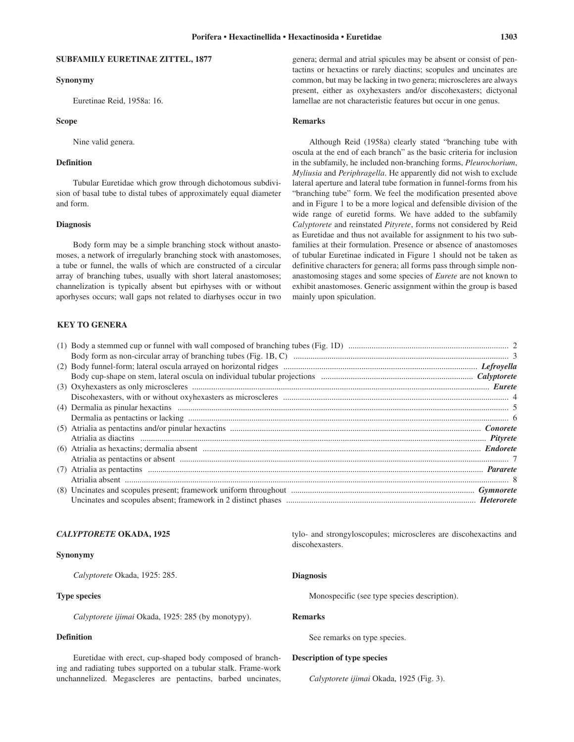## SUBFAMILY EURETINAE ZITTEL, 1877

### Synonymy

Euretinae Reid, 1958a: 16.

### Scope

Nine valid genera.

### Definition

Tubular Euretidae which grow through dichotomous subdivision of basal tube to distal tubes of approximately equal diameter and form.

### Diagnosis

Body form may be a simple branching stock without anastomoses, a network of irregularly branching stock with anastomoses, a tube or funnel, the walls of which are constructed of a circular array of branching tubes, usually with short lateral anastomoses; channelization is typically absent but epirhyses with or without aporhyses occurs; wall gaps not related to diarhyses occur in two genera; dermal and atrial spicules may be absent or consist of pentactins or hexactins or rarely diactins; scopules and uncinates are common, but may be lacking in two genera; microscleres are always present, either as oxyhexasters and/or discohexasters; dictyonal lamellae are not characteristic features but occur in one genus.

### Remarks

Although Reid (1958a) clearly stated "branching tube with oscula at the end of each branch" as the basic criteria for inclusion in the subfamily, he included non-branching forms, *Pleurochorium*, *Myliusia* and *Periphragella*. He apparently did not wish to exclude lateral aperture and lateral tube formation in funnel-forms from his "branching tube" form. We feel the modification presented above and in Figure 1 to be a more logical and defensible division of the wide range of euretid forms. We have added to the subfamily *Calyptorete* and reinstated *Pityrete*, forms not considered by Reid as Euretidae and thus not available for assignment to his two subfamilies at their formulation. Presence or absence of anastomoses of tubular Euretinae indicated in Figure 1 should not be taken as definitive characters for genera; all forms pass through simple non-anastomosing stages and some species of *Eurete* are not known to exhibit anastomoses. Generic assignment within the group is based mainly upon spiculation.

## KEY TO GENERA

| | | |
|---|---|---|
| (1) | Body a stemmed cup or funnel with wall composed of branching tubes (Fig. 1D) | 2 |
| | Body form as non-circular array of branching tubes (Fig. 1B, C) | 3 |
| (2) | Body funnel-form; lateral oscula arrayed on horizontal ridges | ***Lefroyella*** |
| | Body cup-shape on stem, lateral oscula on individual tubular projections | ***Calyptorete*** |
| (3) | Oxyhexasters as only microscleres | ***Eurete*** |
| | Discohexasters, with or without oxyhexasters as microscleres | 4 |
| (4) | Dermalia as pinular hexactins | 5 |
| | Dermalia as pentactins or lacking | 6 |
| (5) | Atrialia as pentactins and/or pinular hexactins | ***Conorete*** |
| | Atrialia as diactins | ***Pityrete*** |
| (6) | Atrialia as hexactins; dermalia absent | ***Endorete*** |
| | Atrialia as pentactins or absent | 7 |
| (7) | Atrialia as pentactins | ***Pararete*** |
| | Atrialia absent | 8 |
| (8) | Uncinates and scopules present; framework uniform throughout | ***Gymnorete*** |
| | Uncinates and scopules absent; framework in 2 distinct phases | ***Heterorete*** |

## *CALYPTORETE* OKADA, 1925

### Synonymy

*Calyptorete* Okada, 1925: 285.

### Type species

*Calyptorete ijimai* Okada, 1925: 285 (by monotypy).

### Definition

Euretidae with erect, cup-shaped body composed of branching and radiating tubes supported on a tubular stalk. Frame-work unchannelized. Megascleres are pentactins, barbed uncinates, tylo- and strongyloscopules; microscleres are discohexactins and discohexasters.

### Diagnosis

Monospecific (see type species description).

### Remarks

See remarks on type species.

### Description of type species

*Calyptorete ijimai* Okada, 1925 (Fig. 3).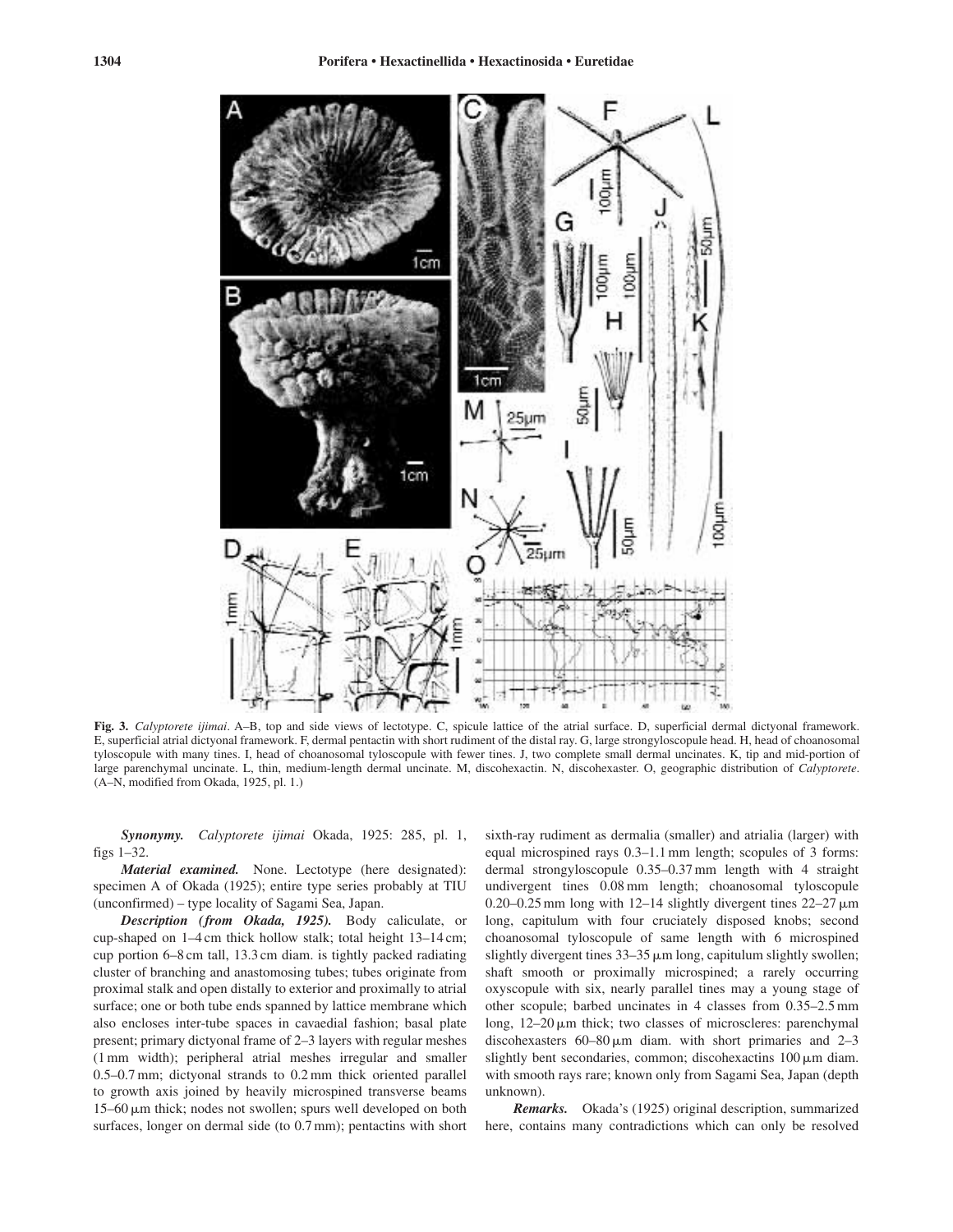**Fig. 3.** *Calyptorete ijimai*. A–B, top and side views of lectotype. C, spicule lattice of the atrial surface. D, superficial dermal dictyonal framework. E, superficial atrial dictyonal framework. F, dermal pentactin with short rudiment of the distal ray. G, large strongyloscopule head. H, head of choanosomal tyloscopule with many tines. I, head of choanosomal tyloscopule with fewer tines. J, two complete small dermal uncinates. K, tip and mid-portion of large parenchymal uncinate. L, thin, medium-length dermal uncinate. M, discohexactin. N, discohexaster. O, geographic distribution of *Calyptorete*. (A–N, modified from Okada, 1925, pl. 1.)

***Synonymy.*** *Calyptorete ijimai* Okada, 1925: 285, pl. 1, figs 1–32.

***Material examined.*** None. Lectotype (here designated): specimen A of Okada (1925); entire type series probably at TIU (unconfirmed) – type locality of Sagami Sea, Japan.

***Description (from Okada, 1925).*** Body caliculate, or cup-shaped on 1–4 cm thick hollow stalk; total height 13–14 cm; cup portion 6–8 cm tall, 13.3 cm diam. is tightly packed radiating cluster of branching and anastomosing tubes; tubes originate from proximal stalk and open distally to exterior and proximally to atrial surface; one or both tube ends spanned by lattice membrane which also encloses inter-tube spaces in cavaedial fashion; basal plate present; primary dictyonal frame of 2–3 layers with regular meshes (1 mm width); peripheral atrial meshes irregular and smaller 0.5–0.7 mm; dictyonal strands to 0.2 mm thick oriented parallel to growth axis joined by heavily microspined transverse beams 15–60 μm thick; nodes not swollen; spurs well developed on both surfaces, longer on dermal side (to 0.7 mm); pentactins with short sixth-ray rudiment as dermalia (smaller) and atrialia (larger) with equal microspined rays 0.3–1.1 mm length; scopules of 3 forms: dermal strongyloscopule 0.35–0.37 mm length with 4 straight undivergent tines 0.08 mm length; choanosomal tyloscopule 0.20–0.25 mm long with 12–14 slightly divergent tines 22–27 μm long, capitulum with four cruciately disposed knobs; second choanosomal tyloscopule of same length with 6 microspined slightly divergent tines 33–35 μm long, capitulum slightly swollen; shaft smooth or proximally microspined; a rarely occurring oxyscopule with six, nearly parallel tines may a young stage of other scopule; barbed uncinates in 4 classes from 0.35–2.5 mm long, 12–20 μm thick; two classes of microscleres: parenchymal discohexasters 60–80 μm diam. with short primaries and 2–3 slightly bent secondaries, common; discohexactins 100 μm diam. with smooth rays rare; known only from Sagami Sea, Japan (depth unknown).

***Remarks.*** Okada's (1925) original description, summarized here, contains many contradictions which can only be resolved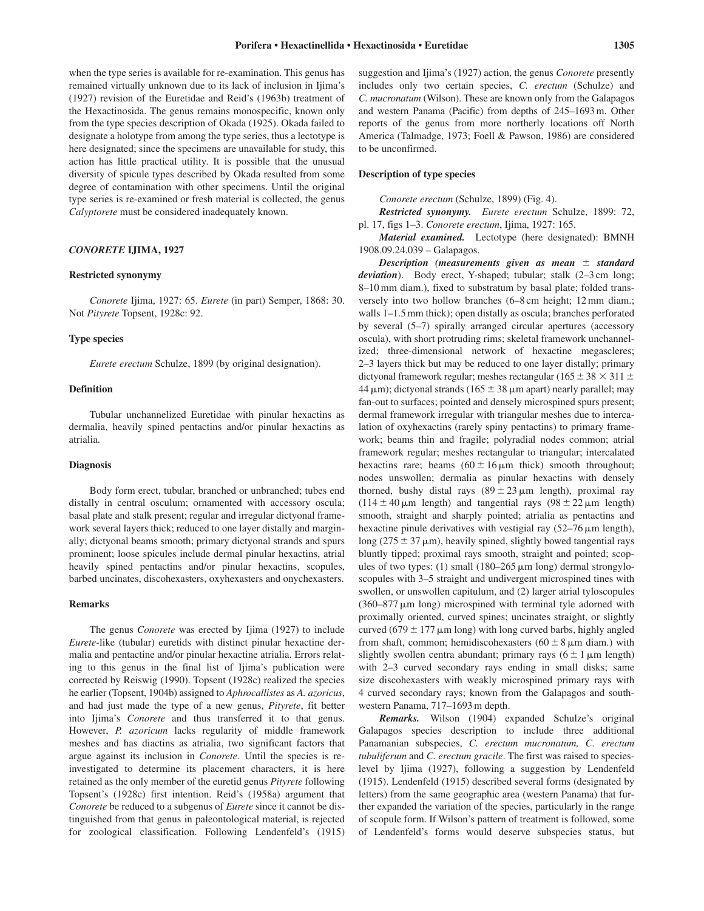when the type series is available for re-examination. This genus has remained virtually unknown due to its lack of inclusion in Ijima's (1927) revision of the Euretidae and Reid's (1963b) treatment of the Hexactinosida. The genus remains monospecific, known only from the type species description of Okada (1925). Okada failed to designate a holotype from among the type series, thus a lectotype is here designated; since the specimens are unavailable for study, this action has little practical utility. It is possible that the unusual diversity of spicule types described by Okada resulted from some degree of contamination with other specimens. Until the original type series is re-examined or fresh material is collected, the genus *Calyptorete* must be considered inadequately known.

## *CONORETE* IJIMA, 1927

### Restricted synonymy

*Conorete* Ijima, 1927: 65. *Eurete* (in part) Semper, 1868: 30. Not *Pityrete* Topsent, 1928c: 92.

### Type species

*Eurete erectum* Schulze, 1899 (by original designation).

### Definition

Tubular unchannelized Euretidae with pinular hexactins as dermalia, heavily spined pentactins and/or pinular hexactins as atrialia.

### Diagnosis

Body form erect, tubular, branched or unbranched; tubes end distally in central osculum; ornamented with accessory oscula; basal plate and stalk present; regular and irregular dictyonal framework several layers thick; reduced to one layer distally and marginally; dictyonal beams smooth; primary dictyonal strands and spurs prominent; loose spicules include dermal pinular hexactins, atrial heavily spined pentactins and/or pinular hexactins, scopules, barbed uncinates, discohexasters, oxyhexasters and onychexasters.

### Remarks

The genus *Conorete* was erected by Ijima (1927) to include *Eurete*-like (tubular) euretids with distinct pinular hexactine dermalia and pentactine and/or pinular hexactine atrialia. Errors relating to this genus in the final list of Ijima's publication were corrected by Reiswig (1990). Topsent (1928c) realized the species he earlier (Topsent, 1904b) assigned to *Aphrocallistes* as *A. azoricus*, and had just made the type of a new genus, *Pityrete*, fit better into Ijima's *Conorete* and thus transferred it to that genus. However, *P. azoricum* lacks regularity of middle framework meshes and has diactins as atrialia, two significant factors that argue against its inclusion in *Conorete*. Until the species is re-investigated to determine its placement characters, it is here retained as the only member of the euretid genus *Pityrete* following Topsent's (1928c) first intention. Reid's (1958a) argument that *Conorete* be reduced to a subgenus of *Eurete* since it cannot be distinguished from that genus in paleontological material, is rejected for zoological classification. Following Lendenfeld's (1915) suggestion and Ijima's (1927) action, the genus *Conorete* presently includes only two certain species, *C. erectum* (Schulze) and *C. mucronatum* (Wilson). These are known only from the Galapagos and western Panama (Pacific) from depths of 245–1693 m. Other reports of the genus from more northerly locations off North America (Talmadge, 1973; Foell & Pawson, 1986) are considered to be unconfirmed.

### Description of type species

*Conorete erectum* (Schulze, 1899) (Fig. 4).

***Restricted synonymy.*** *Eurete erectum* Schulze, 1899: 72, pl. 17, figs 1–3. *Conorete erectum*, Ijima, 1927: 165.

***Material examined.*** Lectotype (here designated): BMNH 1908.09.24.039 – Galapagos.

***Description (measurements given as mean ± standard deviation).*** Body erect, Y-shaped; tubular; stalk (2–3 cm long; 8–10 mm diam.), fixed to substratum by basal plate; folded transversely into two hollow branches (6–8 cm height; 12 mm diam.; walls 1–1.5 mm thick); open distally as oscula; branches perforated by several (5–7) spirally arranged circular apertures (accessory oscula), with short protruding rims; skeletal framework unchannelized; three-dimensional network of hexactine megascleres; 2–3 layers thick but may be reduced to one layer distally; primary dictyonal framework regular; meshes rectangular ($165 \pm 38 \times 311 \pm 44$ μm); dictyonal strands ($165 \pm 38$ μm apart) nearly parallel; may fan-out to surfaces; pointed and densely microspined spurs present; dermal framework irregular with triangular meshes due to intercalation of oxyhexactins (rarely spiny pentactins) to primary framework; beams thin and fragile; polyradial nodes common; atrial framework regular; meshes rectangular to triangular; intercalated hexactins rare; beams ($60 \pm 16$ μm thick) smooth throughout; nodes unswollen; dermalia as pinular hexactins with densely thorned, bushy distal rays ($89 \pm 23$ μm length), proximal ray ($114 \pm 40$ μm length) and tangential rays ($98 \pm 22$ μm length) smooth, straight and sharply pointed; atrialia as pentactins and hexactine pinule derivatives with vestigial ray (52–76 μm length), long ($275 \pm 37$ μm), heavily spined, slightly bowed tangential rays bluntly tipped; proximal rays smooth, straight and pointed; scopules of two types: (1) small (180–265 μm long) dermal strongyloscopules with 3–5 straight and undivergent microspined tines with swollen, or unswollen capitulum, and (2) larger atrial tyloscopules (360–877 μm long) microspined with terminal tyle adorned with proximally oriented, curved spines; uncinates straight, or slightly curved ($679 \pm 177$ μm long) with long curved barbs, highly angled from shaft, common; hemidiscohexasters ($60 \pm 8$ μm diam.) with slightly swollen centra abundant; primary rays ($6 \pm 1$ μm length) with 2–3 curved secondary rays ending in small disks; same size discohexasters with weakly microspined primary rays with 4 curved secondary rays; known from the Galapagos and southwestern Panama, 717–1693 m depth.

***Remarks.*** Wilson (1904) expanded Schulze's original Galapagos species description to include three additional Panamanian subspecies, *C. erectum mucronatum, C. erectum tubuliferum* and *C. erectum gracile*. The first was raised to species-level by Ijima (1927), following a suggestion by Lendenfeld (1915). Lendenfeld (1915) described several forms (designated by letters) from the same geographic area (western Panama) that further expanded the variation of the species, particularly in the range of scopule form. If Wilson's pattern of treatment is followed, some of Lendenfeld's forms would deserve subspecies status, but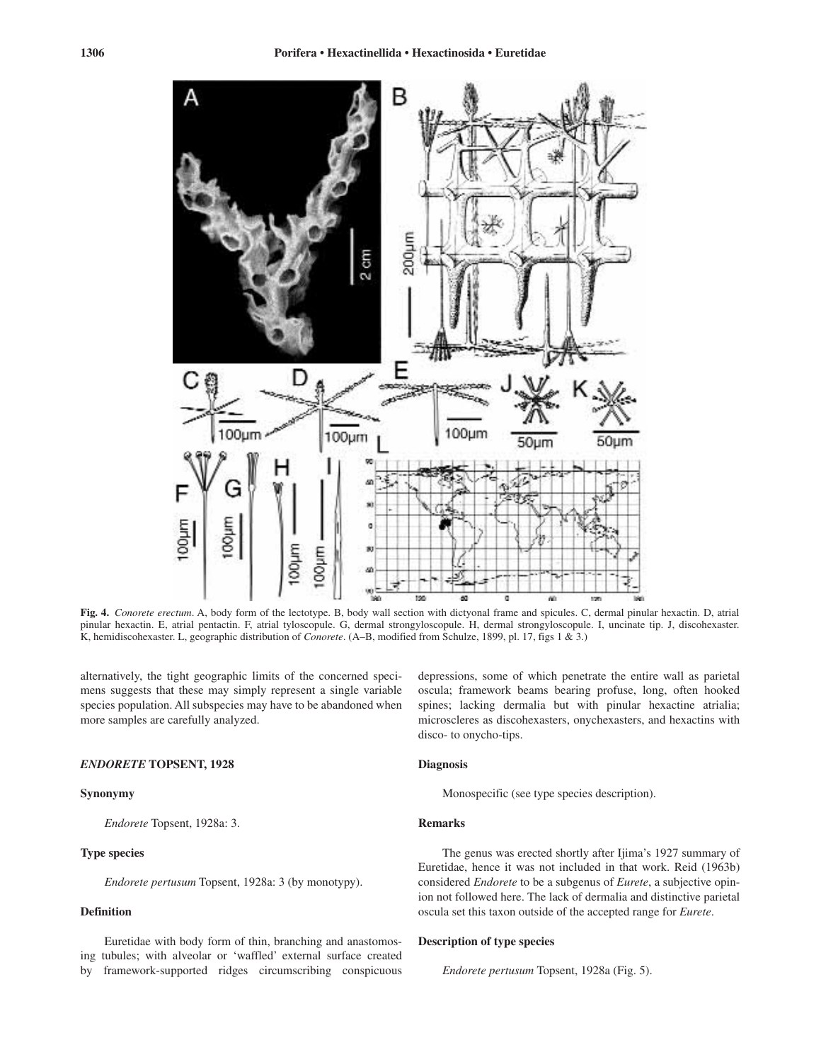**Fig. 4.** *Conorete erectum*. A, body form of the lectotype. B, body wall section with dictyonal frame and spicules. C, dermal pinular hexactin. D, atrial pinular hexactin. E, atrial pentactin. F, atrial tyloscopule. G, dermal strongyloscopule. H, dermal strongyloscopule. I, uncinate tip. J, discohexaster. K, hemidiscohexaster. L, geographic distribution of *Conorete*. (A–B, modified from Schulze, 1899, pl. 17, figs 1 & 3.)

alternatively, the tight geographic limits of the concerned specimens suggests that these may simply represent a single variable species population. All subspecies may have to be abandoned when more samples are carefully analyzed.

### *ENDORETE* TOPSENT, 1928

#### Synonymy

*Endorete* Topsent, 1928a: 3.

#### Type species

*Endorete pertusum* Topsent, 1928a: 3 (by monotypy).

#### Definition

Euretidae with body form of thin, branching and anastomosing tubules; with alveolar or 'waffled' external surface created by framework-supported ridges circumscribing conspicuous depressions, some of which penetrate the entire wall as parietal oscula; framework beams bearing profuse, long, often hooked spines; lacking dermalia but with pinular hexactine atrialia; microscleres as discohexasters, onychexasters, and hexactins with disco- to onycho-tips.

#### Diagnosis

Monospecific (see type species description).

#### Remarks

The genus was erected shortly after Ijima's 1927 summary of Euretidae, hence it was not included in that work. Reid (1963b) considered *Endorete* to be a subgenus of *Eurete*, a subjective opinion not followed here. The lack of dermalia and distinctive parietal oscula set this taxon outside of the accepted range for *Eurete*.

#### Description of type species

*Endorete pertusum* Topsent, 1928a (Fig. 5).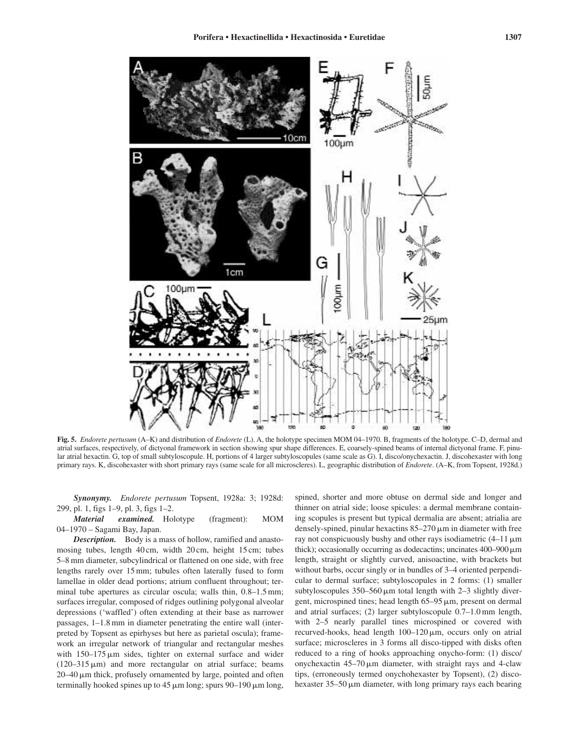**Fig. 5.** *Endorete pertusum* (A–K) and distribution of *Endorete* (L). A, the holotype specimen MOM 04–1970. B, fragments of the holotype. C–D, dermal and atrial surfaces, respectively, of dictyonal framework in section showing spur shape differences. E, coarsely-spined beams of internal dictyonal frame. F, pinular atrial hexactin. G, top of small subtyloscopule. H, portions of 4 larger subtyloscopules (same scale as G). I, disco/onychexactin. J, discohexaster with long primary rays. K, discohexaster with short primary rays (same scale for all microscleres). L, geographic distribution of *Endorete*. (A–K, from Topsent, 1928d.)

***Synonymy.*** *Endorete pertusum* Topsent, 1928a: 3; 1928d: 299, pl. 1, figs 1–9, pl. 3, figs 1–2.

***Material examined.*** Holotype (fragment): MOM 04–1970 – Sagami Bay, Japan.

***Description.*** Body is a mass of hollow, ramified and anastomosing tubes, length 40 cm, width 20 cm, height 15 cm; tubes 5–8 mm diameter, subcylindrical or flattened on one side, with free lengths rarely over 15 mm; tubules often laterally fused to form lamellae in older dead portions; atrium confluent throughout; terminal tube apertures as circular oscula; walls thin, 0.8–1.5 mm; surfaces irregular, composed of ridges outlining polygonal alveolar depressions ('waffled') often extending at their base as narrower passages, 1–1.8 mm in diameter penetrating the entire wall (interpreted by Topsent as epirhyses but here as parietal oscula); framework an irregular network of triangular and rectangular meshes with 150–175 μm sides, tighter on external surface and wider (120–315 μm) and more rectangular on atrial surface; beams 20–40 μm thick, profusely ornamented by large, pointed and often terminally hooked spines up to 45 μm long; spurs 90–190 μm long, spined, shorter and more obtuse on dermal side and longer and thinner on atrial side; loose spicules: a dermal membrane containing scopules is present but typical dermalia are absent; atrialia are densely-spined, pinular hexactins 85–270 μm in diameter with free ray not conspicuously bushy and other rays isodiametric (4–11 μm thick); occasionally occurring as dodecactins; uncinates 400–900 μm length, straight or slightly curved, anisoactine, with brackets but without barbs, occur singly or in bundles of 3–4 oriented perpendicular to dermal surface; subtyloscopules in 2 forms: (1) smaller subtyloscopules 350–560 μm total length with 2–3 slightly divergent, microspined tines; head length 65–95 μm, present on dermal and atrial surfaces; (2) larger subtyloscopule 0.7–1.0 mm length, with 2–5 nearly parallel tines microspined or covered with recurved-hooks, head length 100–120 μm, occurs only on atrial surface; microscleres in 3 forms all disco-tipped with disks often reduced to a ring of hooks approaching onycho-form: (1) disco/onychexactin 45–70 μm diameter, with straight rays and 4-claw tips, (erroneously termed onychohexaster by Topsent), (2) discohexaster 35–50 μm diameter, with long primary rays each bearing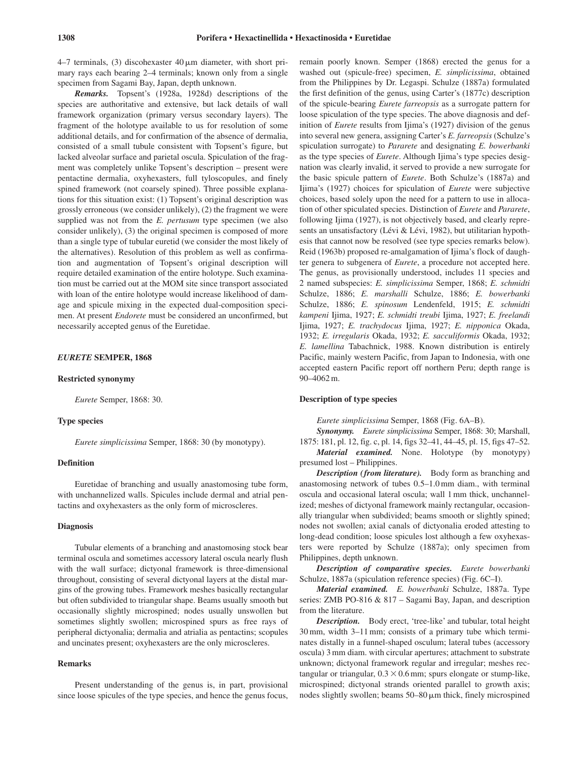4–7 terminals, (3) discohexaster 40 μm diameter, with short primary rays each bearing 2–4 terminals; known only from a single specimen from Sagami Bay, Japan, depth unknown.

***Remarks.*** Topsent's (1928a, 1928d) descriptions of the species are authoritative and extensive, but lack details of wall framework organization (primary versus secondary layers). The fragment of the holotype available to us for resolution of some additional details, and for confirmation of the absence of dermalia, consisted of a small tubule consistent with Topsent's figure, but lacked alveolar surface and parietal oscula. Spiculation of the fragment was completely unlike Topsent's description – present were pentactine dermalia, oxyhexasters, full tyloscopules, and finely spined framework (not coarsely spined). Three possible explanations for this situation exist: (1) Topsent's original description was grossly erroneous (we consider unlikely), (2) the fragment we were supplied was not from the *E. pertusum* type specimen (we also consider unlikely), (3) the original specimen is composed of more than a single type of tubular euretid (we consider the most likely of the alternatives). Resolution of this problem as well as confirmation and augmentation of Topsent's original description will require detailed examination of the entire holotype. Such examination must be carried out at the MOM site since transport associated with loan of the entire holotype would increase likelihood of damage and spicule mixing in the expected dual-composition specimen. At present *Endorete* must be considered an unconfirmed, but necessarily accepted genus of the Euretidae.

## *EURETE* SEMPER, 1868

### Restricted synonymy

*Eurete* Semper, 1868: 30.

### Type species

*Eurete simplicissima* Semper, 1868: 30 (by monotypy).

### Definition

Euretidae of branching and usually anastomosing tube form, with unchannelized walls. Spicules include dermal and atrial pentactins and oxyhexasters as the only form of microscleres.

### Diagnosis

Tubular elements of a branching and anastomosing stock bear terminal oscula and sometimes accessory lateral oscula nearly flush with the wall surface; dictyonal framework is three-dimensional throughout, consisting of several dictyonal layers at the distal margins of the growing tubes. Framework meshes basically rectangular but often subdivided to triangular shape. Beams usually smooth but occasionally slightly microspined; nodes usually unswollen but sometimes slightly swollen; microspined spurs as free rays of peripheral dictyonalia; dermalia and atrialia as pentactins; scopules and uncinates present; oxyhexasters are the only microscleres.

### Remarks

Present understanding of the genus is, in part, provisional since loose spicules of the type species, and hence the genus focus, remain poorly known. Semper (1868) erected the genus for a washed out (spicule-free) specimen, *E. simplicissima*, obtained from the Philippines by Dr. Legaspi. Schulze (1887a) formulated the first definition of the genus, using Carter's (1877c) description of the spicule-bearing *Eurete farreopsis* as a surrogate pattern for loose spiculation of the type species. The above diagnosis and definition of *Eurete* results from Ijima's (1927) division of the genus into several new genera, assigning Carter's *E. farreopsis* (Schulze's spiculation surrogate) to *Pararete* and designating *E. bowerbanki* as the type species of *Eurete*. Although Ijima's type species designation was clearly invalid, it served to provide a new surrogate for the basic spicule pattern of *Eurete*. Both Schulze's (1887a) and Ijima's (1927) choices for spiculation of *Eurete* were subjective choices, based solely upon the need for a pattern to use in allocation of other spiculated species. Distinction of *Eurete* and *Pararete*, following Ijima (1927), is not objectively based, and clearly represents an unsatisfactory (Lévi & Lévi, 1982), but utilitarian hypothesis that cannot now be resolved (see type species remarks below). Reid (1963b) proposed re-amalgamation of Ijima's flock of daughter genera to subgenera of *Eurete*, a procedure not accepted here. The genus, as provisionally understood, includes 11 species and 2 named subspecies: *E. simplicissima* Semper, 1868; *E. schmidti* Schulze, 1886; *E. marshalli* Schulze, 1886; *E. bowerbanki* Schulze, 1886; *E. spinosum* Lendenfeld, 1915; *E. schmidti kampeni* Ijima, 1927; *E. schmidti treubi* Ijima, 1927; *E. freelandi* Ijima, 1927; *E. trachydocus* Ijima, 1927; *E. nipponica* Okada, 1932; *E. irregularis* Okada, 1932; *E. sacculiformis* Okada, 1932; *E. lamellina* Tabachnick, 1988. Known distribution is entirely Pacific, mainly western Pacific, from Japan to Indonesia, with one accepted eastern Pacific report off northern Peru; depth range is 90–4062 m.

### Description of type species

*Eurete simplicissima* Semper, 1868 (Fig. 6A–B).

***Synonymy.*** *Eurete simplicissima* Semper, 1868: 30; Marshall, 1875: 181, pl. 12, fig. c, pl. 14, figs 32–41, 44–45, pl. 15, figs 47–52.

***Material examined.*** None. Holotype (by monotypy) presumed lost – Philippines.

***Description (from literature).*** Body form as branching and anastomosing network of tubes 0.5–1.0 mm diam., with terminal oscula and occasional lateral oscula; wall 1 mm thick, unchannelized; meshes of dictyonal framework mainly rectangular, occasionally triangular when subdivided; beams smooth or slightly spined; nodes not swollen; axial canals of dictyonalia eroded attesting to long-dead condition; loose spicules lost although a few oxyhexasters were reported by Schulze (1887a); only specimen from Philippines, depth unknown.

***Description of comparative species.*** *Eurete bowerbanki* Schulze, 1887a (spiculation reference species) (Fig. 6C–I).

***Material examined.*** *E. bowerbanki* Schulze, 1887a. Type series: ZMB PO-816 & 817 – Sagami Bay, Japan, and description from the literature.

***Description.*** Body erect, 'tree-like' and tubular, total height 30 mm, width 3–11 mm; consists of a primary tube which terminates distally in a funnel-shaped osculum; lateral tubes (accessory oscula) 3 mm diam. with circular apertures; attachment to substrate unknown; dictyonal framework regular and irregular; meshes rectangular or triangular, $0.3 \times 0.6$ mm; spurs elongate or stump-like, microspined; dictyonal strands oriented parallel to growth axis; nodes slightly swollen; beams 50–80 μm thick, finely microspined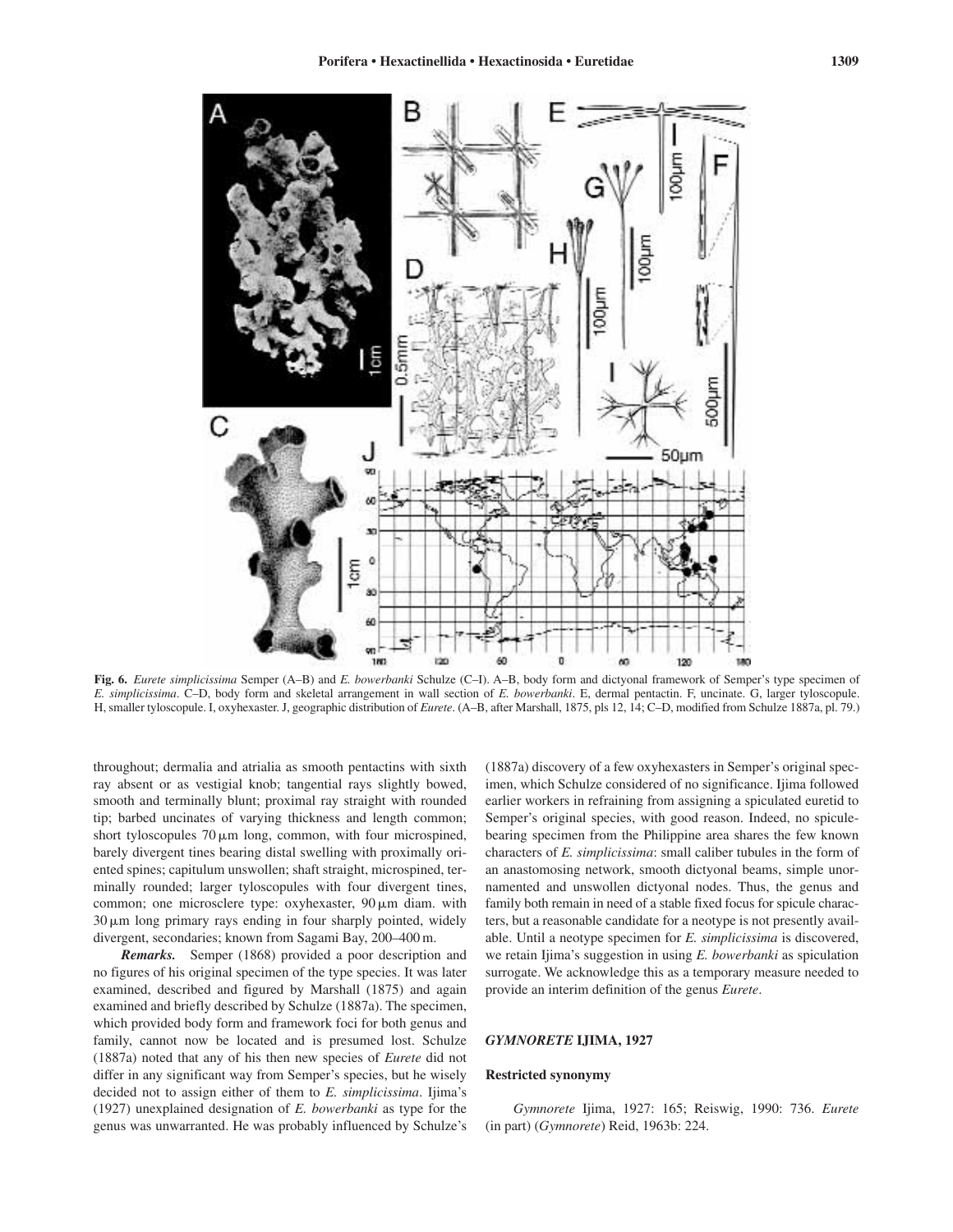**Fig. 6.** *Eurete simplicissima* Semper (A–B) and *E. bowerbanki* Schulze (C–I). A–B, body form and dictyonal framework of Semper's type specimen of *E. simplicissima*. C–D, body form and skeletal arrangement in wall section of *E. bowerbanki*. E, dermal pentactin. F, uncinate. G, larger tyloscopule. H, smaller tyloscopule. I, oxyhexaster. J, geographic distribution of *Eurete*. (A–B, after Marshall, 1875, pls 12, 14; C–D, modified from Schulze 1887a, pl. 79.)

throughout; dermalia and atrialia as smooth pentactins with sixth ray absent or as vestigial knob; tangential rays slightly bowed, smooth and terminally blunt; proximal ray straight with rounded tip; barbed uncinates of varying thickness and length common; short tyloscopules 70 μm long, common, with four microspined, barely divergent tines bearing distal swelling with proximally oriented spines; capitulum unswollen; shaft straight, microspined, terminally rounded; larger tyloscopules with four divergent tines, common; one microsclere type: oxyhexaster, 90 μm diam. with 30 μm long primary rays ending in four sharply pointed, widely divergent, secondaries; known from Sagami Bay, 200–400 m.

***Remarks.*** Semper (1868) provided a poor description and no figures of his original specimen of the type species. It was later examined, described and figured by Marshall (1875) and again examined and briefly described by Schulze (1887a). The specimen, which provided body form and framework foci for both genus and family, cannot now be located and is presumed lost. Schulze (1887a) noted that any of his then new species of *Eurete* did not differ in any significant way from Semper's species, but he wisely decided not to assign either of them to *E. simplicissima*. Ijima's (1927) unexplained designation of *E. bowerbanki* as type for the genus was unwarranted. He was probably influenced by Schulze's (1887a) discovery of a few oxyhexasters in Semper's original specimen, which Schulze considered of no significance. Ijima followed earlier workers in refraining from assigning a spiculated euretid to Semper's original species, with good reason. Indeed, no spicule-bearing specimen from the Philippine area shares the few known characters of *E. simplicissima*: small caliber tubules in the form of an anastomosing network, smooth dictyonal beams, simple unornamented and unswollen dictyonal nodes. Thus, the genus and family both remain in need of a stable fixed focus for spicule characters, but a reasonable candidate for a neotype is not presently available. Until a neotype specimen for *E. simplicissima* is discovered, we retain Ijima's suggestion in using *E. bowerbanki* as spiculation surrogate. We acknowledge this as a temporary measure needed to provide an interim definition of the genus *Eurete*.

### *GYMNORETE* IJIMA, 1927

#### Restricted synonymy

*Gymnorete* Ijima, 1927: 165; Reiswig, 1990: 736. *Eurete* (in part) (*Gymnorete*) Reid, 1963b: 224.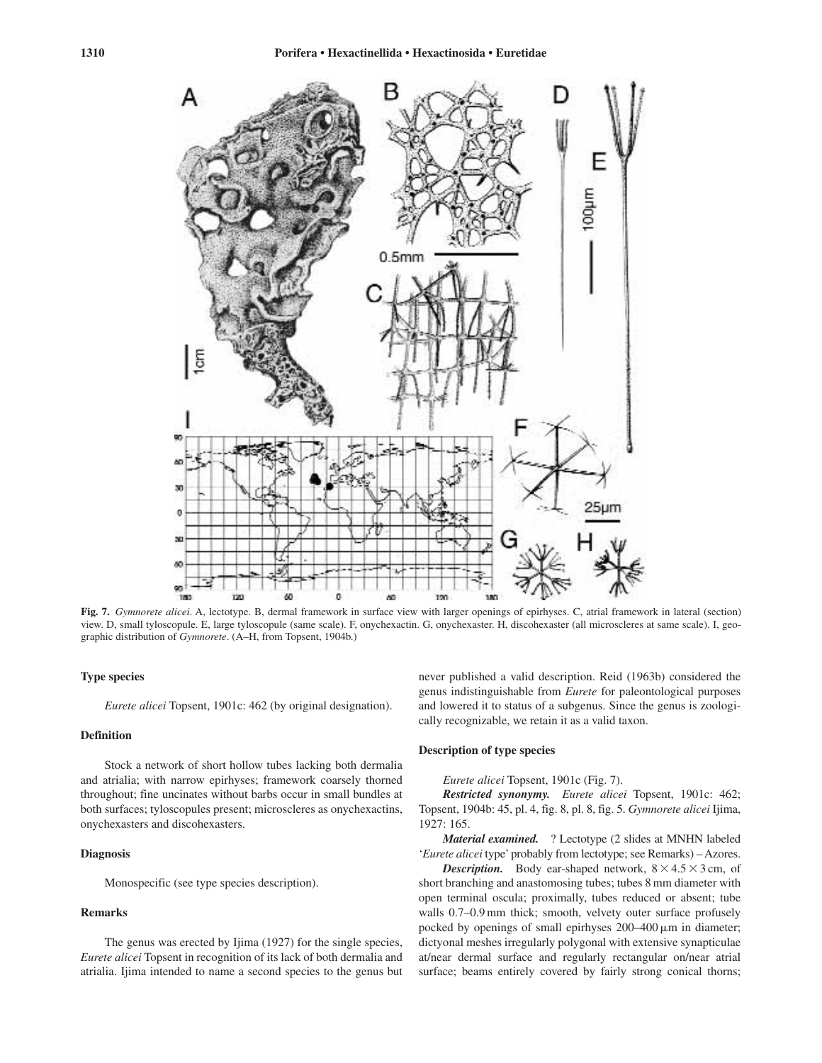**Fig. 7.** *Gymnorete alicei*. A, lectotype. B, dermal framework in surface view with larger openings of epirhyses. C, atrial framework in lateral (section) view. D, small tyloscopule. E, large tyloscopule (same scale). F, onychexactin. G, onychexaster. H, discohexaster (all microscleres at same scale). I, geographic distribution of *Gymnorete*. (A–H, from Topsent, 1904b.)

### Type species

*Eurete alicei* Topsent, 1901c: 462 (by original designation).

### Definition

Stock a network of short hollow tubes lacking both dermalia and atrialia; with narrow epirhyses; framework coarsely thorned throughout; fine uncinates without barbs occur in small bundles at both surfaces; tyloscopules present; microscleres as onychexactins, onychexasters and discohexasters.

### Diagnosis

Monospecific (see type species description).

### Remarks

The genus was erected by Ijima (1927) for the single species, *Eurete alicei* Topsent in recognition of its lack of both dermalia and atrialia. Ijima intended to name a second species to the genus but never published a valid description. Reid (1963b) considered the genus indistinguishable from *Eurete* for paleontological purposes and lowered it to status of a subgenus. Since the genus is zoologically recognizable, we retain it as a valid taxon.

### Description of type species

*Eurete alicei* Topsent, 1901c (Fig. 7).

***Restricted synonymy.*** *Eurete alicei* Topsent, 1901c: 462; Topsent, 1904b: 45, pl. 4, fig. 8, pl. 8, fig. 5. *Gymnorete alicei* Ijima, 1927: 165.

***Material examined.*** ? Lectotype (2 slides at MNHN labeled '*Eurete alicei* type' probably from lectotype; see Remarks) – Azores.

***Description.*** Body ear-shaped network, $8 \times 4.5 \times 3$ cm, of short branching and anastomosing tubes; tubes 8 mm diameter with open terminal oscula; proximally, tubes reduced or absent; tube walls 0.7–0.9 mm thick; smooth, velvety outer surface profusely pocked by openings of small epirhyses 200–400 μm in diameter; dictyonal meshes irregularly polygonal with extensive synapticulae at/near dermal surface and regularly rectangular on/near atrial surface; beams entirely covered by fairly strong conical thorns;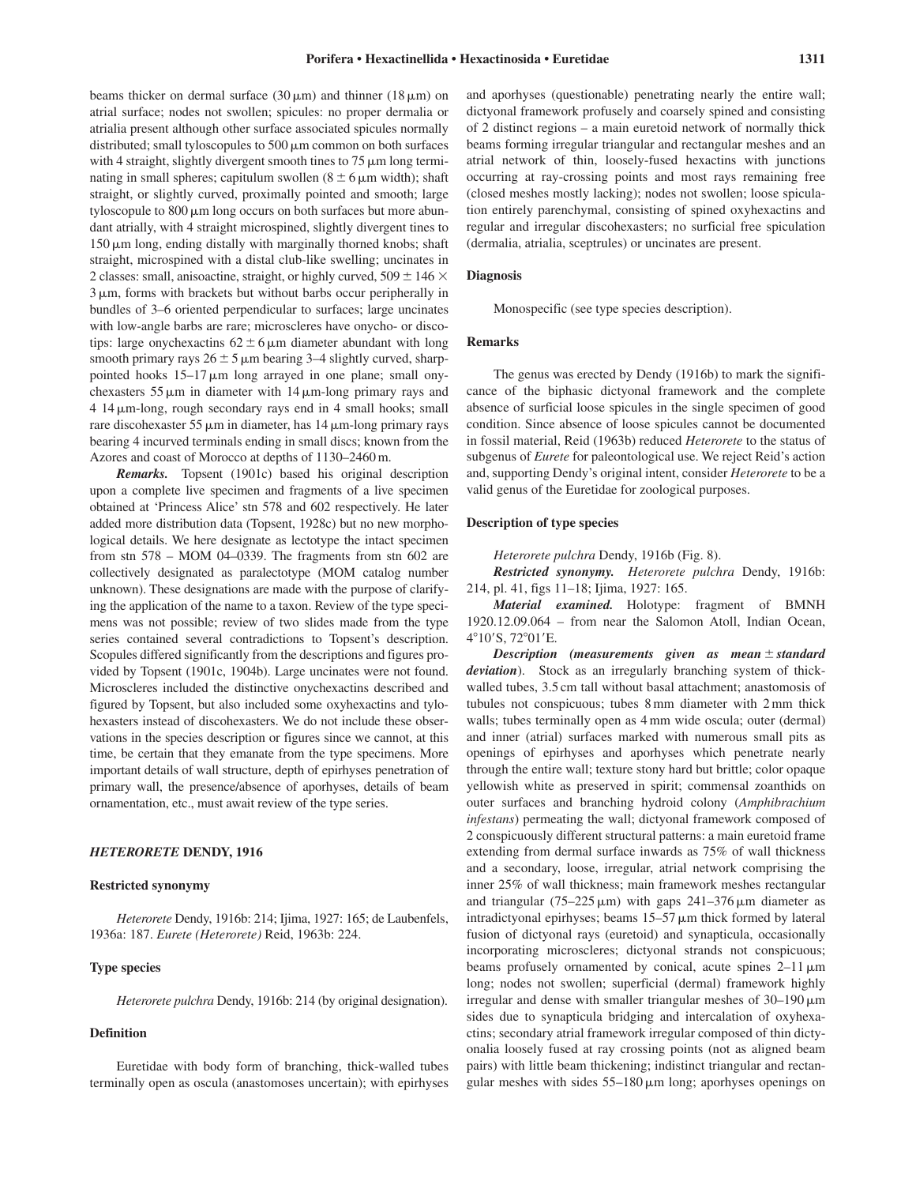beams thicker on dermal surface (30 μm) and thinner (18 μm) on atrial surface; nodes not swollen; spicules: no proper dermalia or atrialia present although other surface associated spicules normally distributed; small tyloscopules to 500 μm common on both surfaces with 4 straight, slightly divergent smooth tines to 75 μm long terminating in small spheres; capitulum swollen (8 ± 6 μm width); shaft straight, or slightly curved, proximally pointed and smooth; large tyloscopule to 800 μm long occurs on both surfaces but more abundant atrially, with 4 straight microspined, slightly divergent tines to 150 μm long, ending distally with marginally thorned knobs; shaft straight, microspined with a distal club-like swelling; uncinates in 2 classes: small, anisoactine, straight, or highly curved, 509 ± 146 × 3 μm, forms with brackets but without barbs occur peripherally in bundles of 3–6 oriented perpendicular to surfaces; large uncinates with low-angle barbs are rare; microscleres have onycho- or discotips: large onychexactins 62 ± 6 μm diameter abundant with long smooth primary rays 26 ± 5 μm bearing 3–4 slightly curved, sharp-pointed hooks 15–17 μm long arrayed in one plane; small onychexasters 55 μm in diameter with 14 μm-long primary rays and 4 14 μm-long, rough secondary rays end in 4 small hooks; small rare discohexaster 55 μm in diameter, has 14 μm-long primary rays bearing 4 incurved terminals ending in small discs; known from the Azores and coast of Morocco at depths of 1130–2460 m.

***Remarks.*** Topsent (1901c) based his original description upon a complete live specimen and fragments of a live specimen obtained at 'Princess Alice' stn 578 and 602 respectively. He later added more distribution data (Topsent, 1928c) but no new morphological details. We here designate as lectotype the intact specimen from stn 578 – MOM 04–0339. The fragments from stn 602 are collectively designated as paralectotype (MOM catalog number unknown). These designations are made with the purpose of clarifying the application of the name to a taxon. Review of the type specimens was not possible; review of two slides made from the type series contained several contradictions to Topsent's description. Scopules differed significantly from the descriptions and figures provided by Topsent (1901c, 1904b). Large uncinates were not found. Microscleres included the distinctive onychexactins described and figured by Topsent, but also included some oxyhexactins and tylohexasters instead of discohexasters. We do not include these observations in the species description or figures since we cannot, at this time, be certain that they emanate from the type specimens. More important details of wall structure, depth of epirhyses penetration of primary wall, the presence/absence of aporhyses, details of beam ornamentation, etc., must await review of the type series.

## *HETERORETE* DENDY, 1916

### Restricted synonymy

*Heterorete* Dendy, 1916b: 214; Ijima, 1927: 165; de Laubenfels, 1936a: 187. *Eurete (Heterorete)* Reid, 1963b: 224.

### Type species

*Heterorete pulchra* Dendy, 1916b: 214 (by original designation).

### Definition

Euretidae with body form of branching, thick-walled tubes terminally open as oscula (anastomoses uncertain); with epirhyses and aporhyses (questionable) penetrating nearly the entire wall; dictyonal framework profusely and coarsely spined and consisting of 2 distinct regions – a main euretoid network of normally thick beams forming irregular triangular and rectangular meshes and an atrial network of thin, loosely-fused hexactins with junctions occurring at ray-crossing points and most rays remaining free (closed meshes mostly lacking); nodes not swollen; loose spiculation entirely parenchymal, consisting of spined oxyhexactins and regular and irregular discohexasters; no surficial free spiculation (dermalia, atrialia, sceptrules) or uncinates are present.

### Diagnosis

Monospecific (see type species description).

### Remarks

The genus was erected by Dendy (1916b) to mark the significance of the biphasic dictyonal framework and the complete absence of surficial loose spicules in the single specimen of good condition. Since absence of loose spicules cannot be documented in fossil material, Reid (1963b) reduced *Heterorete* to the status of subgenus of *Eurete* for paleontological use. We reject Reid's action and, supporting Dendy's original intent, consider *Heterorete* to be a valid genus of the Euretidae for zoological purposes.

### Description of type species

*Heterorete pulchra* Dendy, 1916b (Fig. 8).

***Restricted synonymy.*** *Heterorete pulchra* Dendy, 1916b: 214, pl. 41, figs 11–18; Ijima, 1927: 165.

***Material examined.*** Holotype: fragment of BMNH 1920.12.09.064 – from near the Salomon Atoll, Indian Ocean, 4°10′S, 72°01′E.

***Description (measurements given as mean ± standard deviation).*** Stock as an irregularly branching system of thick-walled tubes, 3.5 cm tall without basal attachment; anastomosis of tubules not conspicuous; tubes 8 mm diameter with 2 mm thick walls; tubes terminally open as 4 mm wide oscula; outer (dermal) and inner (atrial) surfaces marked with numerous small pits as openings of epirhyses and aporhyses which penetrate nearly through the entire wall; texture stony hard but brittle; color opaque yellowish white as preserved in spirit; commensal zoanthids on outer surfaces and branching hydroid colony (*Amphibrachium infestans*) permeating the wall; dictyonal framework composed of 2 conspicuously different structural patterns: a main euretoid frame extending from dermal surface inwards as 75% of wall thickness and a secondary, loose, irregular, atrial network comprising the inner 25% of wall thickness; main framework meshes rectangular and triangular (75–225 μm) with gaps 241–376 μm diameter as intradictyonal epirhyses; beams 15–57 μm thick formed by lateral fusion of dictyonal rays (euretoid) and synapticula, occasionally incorporating microscleres; dictyonal strands not conspicuous; beams profusely ornamented by conical, acute spines 2–11 μm long; nodes not swollen; superficial (dermal) framework highly irregular and dense with smaller triangular meshes of 30–190 μm sides due to synapticula bridging and intercalation of oxyhexactins; secondary atrial framework irregular composed of thin dictyonalia loosely fused at ray crossing points (not as aligned beam pairs) with little beam thickening; indistinct triangular and rectangular meshes with sides 55–180 μm long; aporhyses openings on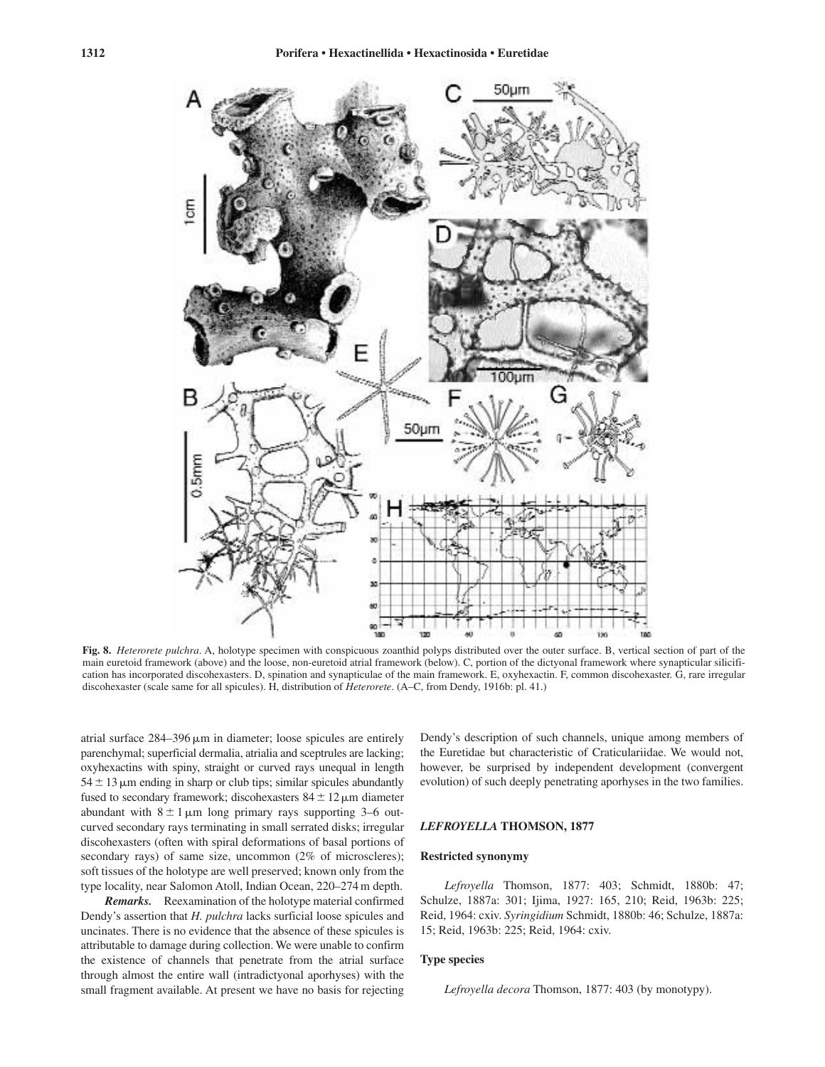**Fig. 8.** *Heterorete pulchra*. A, holotype specimen with conspicuous zoanthid polyps distributed over the outer surface. B, vertical section of part of the main euretoid framework (above) and the loose, non-euretoid atrial framework (below). C, portion of the dictyonal framework where synapticular silicification has incorporated discohexasters. D, spination and synapticulae of the main framework. E, oxyhexactin. F, common discohexaster. G, rare irregular discohexaster (scale same for all spicules). H, distribution of *Heterorete*. (A–C, from Dendy, 1916b: pl. 41.)

atrial surface 284–396 μm in diameter; loose spicules are entirely parenchymal; superficial dermalia, atrialia and sceptrules are lacking; oxyhexactins with spiny, straight or curved rays unequal in length 54 ± 13 μm ending in sharp or club tips; similar spicules abundantly fused to secondary framework; discohexasters 84 ± 12 μm diameter abundant with 8 ± 1 μm long primary rays supporting 3–6 outcurved secondary rays terminating in small serrated disks; irregular discohexasters (often with spiral deformations of basal portions of secondary rays) of same size, uncommon (2% of microscleres); soft tissues of the holotype are well preserved; known only from the type locality, near Salomon Atoll, Indian Ocean, 220–274 m depth.

***Remarks.*** Reexamination of the holotype material confirmed Dendy's assertion that *H. pulchra* lacks surficial loose spicules and uncinates. There is no evidence that the absence of these spicules is attributable to damage during collection. We were unable to confirm the existence of channels that penetrate from the atrial surface through almost the entire wall (intradictyonal aporhyses) with the small fragment available. At present we have no basis for rejecting Dendy's description of such channels, unique among members of the Euretidae but characteristic of Craticulariidae. We would not, however, be surprised by independent development (convergent evolution) of such deeply penetrating aporhyses in the two families.

## *LEFROYELLA* THOMSON, 1877

### Restricted synonymy

*Lefroyella* Thomson, 1877: 403; Schmidt, 1880b: 47; Schulze, 1887a: 301; Ijima, 1927: 165, 210; Reid, 1963b: 225; Reid, 1964: cxiv. *Syringidium* Schmidt, 1880b: 46; Schulze, 1887a: 15; Reid, 1963b: 225; Reid, 1964: cxiv.

### Type species

*Lefroyella decora* Thomson, 1877: 403 (by monotypy).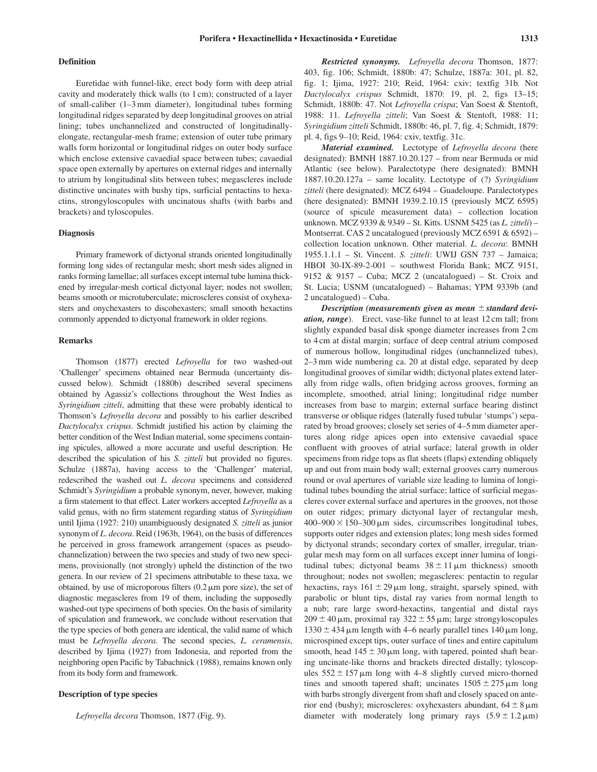#### Definition

Euretidae with funnel-like, erect body form with deep atrial cavity and moderately thick walls (to 1 cm); constructed of a layer of small-caliber (1–3 mm diameter), longitudinal tubes forming longitudinal ridges separated by deep longitudinal grooves on atrial lining; tubes unchannelized and constructed of longitudinally-elongate, rectangular-mesh frame; extension of outer tube primary walls form horizontal or longitudinal ridges on outer body surface which enclose extensive cavaedial space between tubes; cavaedial space open externally by apertures on external ridges and internally to atrium by longitudinal slits between tubes; megascleres include distinctive uncinates with bushy tips, surficial pentactins to hexactins, strongyloscopules with uncinatous shafts (with barbs and brackets) and tyloscopules.

#### Diagnosis

Primary framework of dictyonal strands oriented longitudinally forming long sides of rectangular mesh; short mesh sides aligned in ranks forming lamellae; all surfaces except internal tube lumina thickened by irregular-mesh cortical dictyonal layer; nodes not swollen; beams smooth or microtuberculate; microscleres consist of oxyhexasters and onychexasters to discohexasters; small smooth hexactins commonly appended to dictyonal framework in older regions.

#### Remarks

Thomson (1877) erected *Lefroyella* for two washed-out 'Challenger' specimens obtained near Bermuda (uncertainty discussed below). Schmidt (1880b) described several specimens obtained by Agassiz's collections throughout the West Indies as *Syringidium zitteli*, admitting that these were probably identical to Thomson's *Lefroyella decora* and possibly to his earlier described *Dactylocalyx crispus*. Schmidt justified his action by claiming the better condition of the West Indian material, some specimens containing spicules, allowed a more accurate and useful description. He described the spiculation of his *S. zitteli* but provided no figures. Schulze (1887a), having access to the 'Challenger' material, redescribed the washed out *L. decora* specimens and considered Schmidt's *Syringidium* a probable synonym, never, however, making a firm statement to that effect. Later workers accepted *Lefroyella* as a valid genus, with no firm statement regarding status of *Syringidium* until Ijima (1927: 210) unambiguously designated *S. zitteli* as junior synonym of *L. decora*. Reid (1963b, 1964), on the basis of differences he perceived in gross framework arrangement (spaces as pseudochannelization) between the two species and study of two new specimens, provisionally (not strongly) upheld the distinction of the two genera. In our review of 21 specimens attributable to these taxa, we obtained, by use of microporous filters (0.2 μm pore size), the set of diagnostic megascleres from 19 of them, including the supposedly washed-out type specimens of both species. On the basis of similarity of spiculation and framework, we conclude without reservation that the type species of both genera are identical, the valid name of which must be *Lefroyella decora*. The second species, *L. ceramensis*, described by Ijima (1927) from Indonesia, and reported from the neighboring open Pacific by Tabachnick (1988), remains known only from its body form and framework.

#### Description of type species

*Lefroyella decora* Thomson, 1877 (Fig. 9).

***Restricted synonymy.*** *Lefroyella decora* Thomson, 1877: 403, fig. 106; Schmidt, 1880b: 47; Schulze, 1887a: 301, pl. 82, fig. 1; Ijima, 1927: 210; Reid, 1964: cxiv; textfig 31b. Not *Dactylocalyx crispus* Schmidt, 1870: 19, pl. 2, figs 13–15; Schmidt, 1880b: 47. Not *Lefroyella crispa*; Van Soest & Stentoft, 1988: 11. *Lefroyella zitteli*; Van Soest & Stentoft, 1988: 11; *Syringidium zitteli* Schmidt, 1880b: 46, pl. 7, fig. 4; Schmidt, 1879: pl. 4, figs 9–10; Reid, 1964: cxiv, textfig. 31c.

***Material examined.*** Lectotype of *Lefroyella decora* (here designated): BMNH 1887.10.20.127 – from near Bermuda or mid Atlantic (see below). Paralectotype (here designated): BMNH 1887.10.20.127a – same locality. Lectotype of (?) *Syringidium zitteli* (here designated): MCZ 6494 – Guadeloupe. Paralectotypes (here designated): BMNH 1939.2.10.15 (previously MCZ 6595) (source of spicule measurement data) – collection location unknown. MCZ 9339 & 9349 – St. Kitts. USNM 5425 (as *L. zitteli*) – Montserrat. CAS 2 uncatalogued (previously MCZ 6591 & 6592) – collection location unknown. Other material. *L. decora*: BMNH 1955.1.1.1 – St. Vincent. *S. zitteli*: UWIJ GSN 737 – Jamaica; HBOI 30-IX-89-2-001 – southwest Florida Bank; MCZ 9151, 9152 & 9157 – Cuba; MCZ 2 (uncatalogued) – St. Croix and St. Lucia; USNM (uncatalogued) – Bahamas; YPM 9339b (and 2 uncatalogued) – Cuba.

***Description (measurements given as mean ± standard deviation, range).*** Erect, vase-like funnel to at least 12 cm tall; from slightly expanded basal disk sponge diameter increases from 2 cm to 4 cm at distal margin; surface of deep central atrium composed of numerous hollow, longitudinal ridges (unchannelized tubes), 2–3 mm wide numbering ca. 20 at distal edge, separated by deep longitudinal grooves of similar width; dictyonal plates extend laterally from ridge walls, often bridging across grooves, forming an incomplete, smoothed, atrial lining; longitudinal ridge number increases from base to margin; external surface bearing distinct transverse or oblique ridges (laterally fused tubular 'stumps') separated by broad grooves; closely set series of 4–5 mm diameter apertures along ridge apices open into extensive cavaedial space confluent with grooves of atrial surface; lateral growth in older specimens from ridge tops as flat sheets (flaps) extending obliquely up and out from main body wall; external grooves carry numerous round or oval apertures of variable size leading to lumina of longitudinal tubes bounding the atrial surface; lattice of surficial megascleres cover external surface and apertures in the grooves, not those on outer ridges; primary dictyonal layer of rectangular mesh, $400–900 \times 150–300$ μm sides, circumscribes longitudinal tubes, supports outer ridges and extension plates; long mesh sides formed by dictyonal strands; secondary cortex of smaller, irregular, triangular mesh may form on all surfaces except inner lumina of longitudinal tubes; dictyonal beams $38 \pm 11$ μm thickness) smooth throughout; nodes not swollen; megascleres: pentactin to regular hexactins, rays $161 \pm 29$ μm long, straight, sparsely spined, with parabolic or blunt tips, distal ray varies from normal length to a nub; rare large sword-hexactins, tangential and distal rays $209 \pm 40$ μm, proximal ray $322 \pm 55$ μm; large strongyloscopules $1330 \pm 434$ μm length with 4–6 nearly parallel tines 140 μm long, microspined except tips, outer surface of tines and entire capitulum smooth, head $145 \pm 30$ μm long, with tapered, pointed shaft bearing uncinate-like thorns and brackets directed distally; tyloscopules $552 \pm 157$ μm long with 4–8 slightly curved micro-thorned tines and smooth tapered shaft; uncinates $1505 \pm 275$ μm long with barbs strongly divergent from shaft and closely spaced on anterior end (bushy); microscleres: oxyhexasters abundant, $64 \pm 8$ μm diameter with moderately long primary rays ($5.9 \pm 1.2$ μm)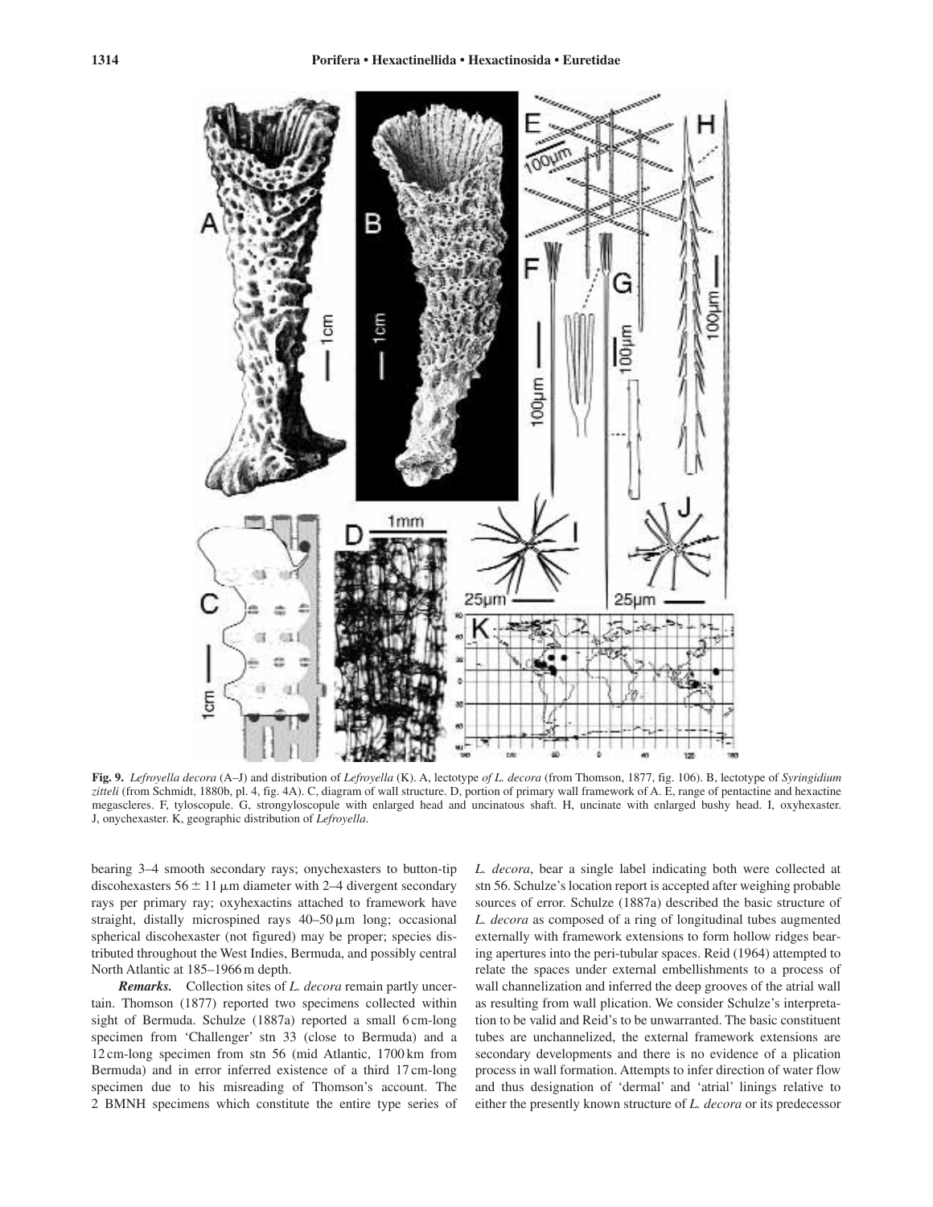**Fig. 9.** *Lefroyella decora* (A–J) and distribution of *Lefroyella* (K). A, lectotype *of L. decora* (from Thomson, 1877, fig. 106). B, lectotype of *Syringidium zitteli* (from Schmidt, 1880b, pl. 4, fig. 4A). C, diagram of wall structure. D, portion of primary wall framework of A. E, range of pentactine and hexactine megascleres. F, tyloscopule. G, strongyloscopule with enlarged head and uncinatous shaft. H, uncinate with enlarged bushy head. I, oxyhexaster. J, onychexaster. K, geographic distribution of *Lefroyella*.

bearing 3–4 smooth secondary rays; onychexasters to button-tip discohexasters 56 ± 11 μm diameter with 2–4 divergent secondary rays per primary ray; oxyhexactins attached to framework have straight, distally microspined rays 40–50 μm long; occasional spherical discohexaster (not figured) may be proper; species distributed throughout the West Indies, Bermuda, and possibly central North Atlantic at 185–1966 m depth.

***Remarks.*** Collection sites of *L. decora* remain partly uncertain. Thomson (1877) reported two specimens collected within sight of Bermuda. Schulze (1887a) reported a small 6 cm-long specimen from 'Challenger' stn 33 (close to Bermuda) and a 12 cm-long specimen from stn 56 (mid Atlantic, 1700 km from Bermuda) and in error inferred existence of a third 17 cm-long specimen due to his misreading of Thomson's account. The 2 BMNH specimens which constitute the entire type series of *L. decora*, bear a single label indicating both were collected at stn 56. Schulze's location report is accepted after weighing probable sources of error. Schulze (1887a) described the basic structure of *L. decora* as composed of a ring of longitudinal tubes augmented externally with framework extensions to form hollow ridges bearing apertures into the peri-tubular spaces. Reid (1964) attempted to relate the spaces under external embellishments to a process of wall channelization and inferred the deep grooves of the atrial wall as resulting from wall plication. We consider Schulze's interpretation to be valid and Reid's to be unwarranted. The basic constituent tubes are unchannelized, the external framework extensions are secondary developments and there is no evidence of a plication process in wall formation. Attempts to infer direction of water flow and thus designation of 'dermal' and 'atrial' linings relative to either the presently known structure of *L. decora* or its predecessor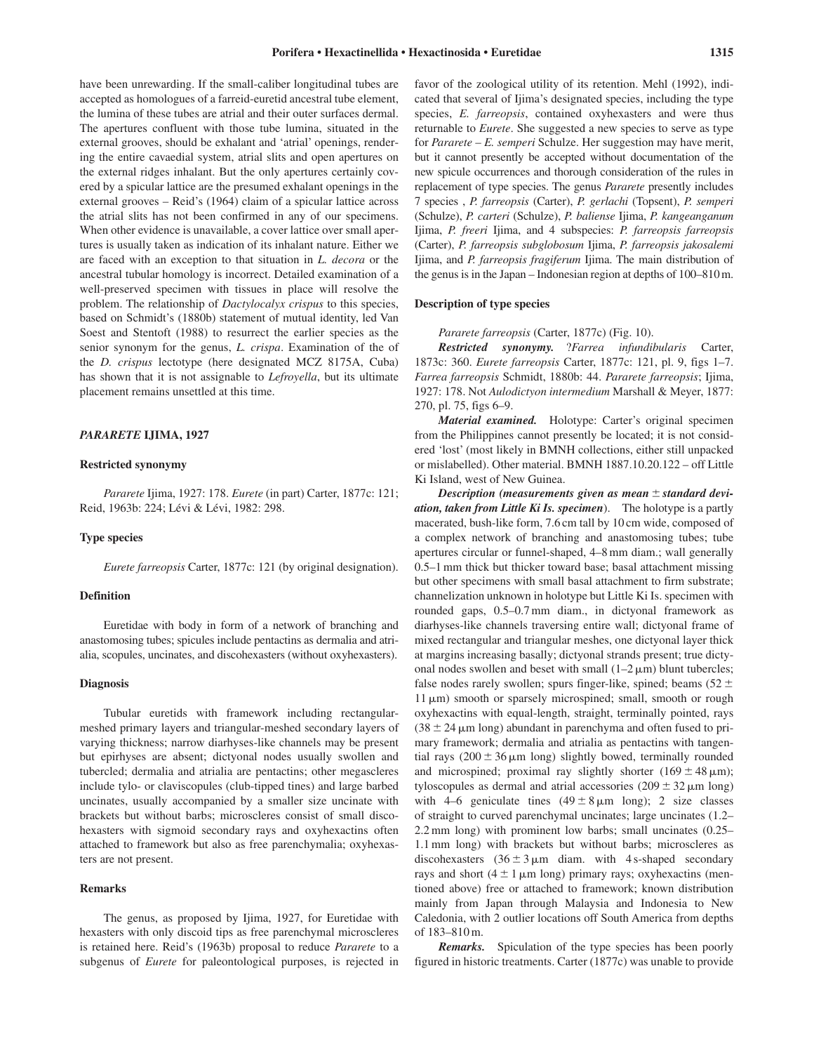have been unrewarding. If the small-caliber longitudinal tubes are accepted as homologues of a farreid-euretid ancestral tube element, the lumina of these tubes are atrial and their outer surfaces dermal. The apertures confluent with those tube lumina, situated in the external grooves, should be exhalant and 'atrial' openings, rendering the entire cavaedial system, atrial slits and open apertures on the external ridges inhalant. But the only apertures certainly covered by a spicular lattice are the presumed exhalant openings in the external grooves – Reid's (1964) claim of a spicular lattice across the atrial slits has not been confirmed in any of our specimens. When other evidence is unavailable, a cover lattice over small apertures is usually taken as indication of its inhalant nature. Either we are faced with an exception to that situation in *L. decora* or the ancestral tubular homology is incorrect. Detailed examination of a well-preserved specimen with tissues in place will resolve the problem. The relationship of *Dactylocalyx crispus* to this species, based on Schmidt's (1880b) statement of mutual identity, led Van Soest and Stentoft (1988) to resurrect the earlier species as the senior synonym for the genus, *L. crispa*. Examination of the of the *D. crispus* lectotype (here designated MCZ 8175A, Cuba) has shown that it is not assignable to *Lefroyella*, but its ultimate placement remains unsettled at this time.

## *PARARETE* IJIMA, 1927

### Restricted synonymy

*Pararete* Ijima, 1927: 178. *Eurete* (in part) Carter, 1877c: 121; Reid, 1963b: 224; Lévi & Lévi, 1982: 298.

### Type species

*Eurete farreopsis* Carter, 1877c: 121 (by original designation).

### Definition

Euretidae with body in form of a network of branching and anastomosing tubes; spicules include pentactins as dermalia and atrialia, scopules, uncinates, and discohexasters (without oxyhexasters).

### Diagnosis

Tubular euretids with framework including rectangular-meshed primary layers and triangular-meshed secondary layers of varying thickness; narrow diarhyses-like channels may be present but epirhyses are absent; dictyonal nodes usually swollen and tubercled; dermalia and atrialia are pentactins; other megascleres include tylo- or claviscopules (club-tipped tines) and large barbed uncinates, usually accompanied by a smaller size uncinate with brackets but without barbs; microscleres consist of small discohexasters with sigmoid secondary rays and oxyhexactins often attached to framework but also as free parenchymalia; oxyhexasters are not present.

### Remarks

The genus, as proposed by Ijima, 1927, for Euretidae with hexasters with only discoid tips as free parenchymal microscleres is retained here. Reid's (1963b) proposal to reduce *Pararete* to a subgenus of *Eurete* for paleontological purposes, is rejected in favor of the zoological utility of its retention. Mehl (1992), indicated that several of Ijima's designated species, including the type species, *E. farreopsis*, contained oxyhexasters and were thus returnable to *Eurete*. She suggested a new species to serve as type for *Pararete* – *E. semperi* Schulze. Her suggestion may have merit, but it cannot presently be accepted without documentation of the new spicule occurrences and thorough consideration of the rules in replacement of type species. The genus *Pararete* presently includes 7 species , *P. farreopsis* (Carter), *P. gerlachi* (Topsent), *P. semperi* (Schulze), *P. carteri* (Schulze), *P. baliense* Ijima, *P. kangeanganum* Ijima, *P. freeri* Ijima, and 4 subspecies: *P. farreopsis farreopsis* (Carter), *P. farreopsis subglobosum* Ijima, *P. farreopsis jakosalemi* Ijima, and *P. farreopsis fragiferum* Ijima. The main distribution of the genus is in the Japan – Indonesian region at depths of 100–810 m.

### Description of type species

*Pararete farreopsis* (Carter, 1877c) (Fig. 10).

***Restricted synonymy.*** ?*Farrea infundibularis* Carter, 1873c: 360. *Eurete farreopsis* Carter, 1877c: 121, pl. 9, figs 1–7. *Farrea farreopsis* Schmidt, 1880b: 44. *Pararete farreopsis*; Ijima, 1927: 178. Not *Aulodictyon intermedium* Marshall & Meyer, 1877: 270, pl. 75, figs 6–9.

***Material examined.*** Holotype: Carter's original specimen from the Philippines cannot presently be located; it is not considered 'lost' (most likely in BMNH collections, either still unpacked or mislabelled). Other material. BMNH 1887.10.20.122 – off Little Ki Island, west of New Guinea.

***Description (measurements given as mean ± standard deviation, taken from Little Ki Is. specimen).*** The holotype is a partly macerated, bush-like form, 7.6 cm tall by 10 cm wide, composed of a complex network of branching and anastomosing tubes; tube apertures circular or funnel-shaped, 4–8 mm diam.; wall generally 0.5–1 mm thick but thicker toward base; basal attachment missing but other specimens with small basal attachment to firm substrate; channelization unknown in holotype but Little Ki Is. specimen with rounded gaps, 0.5–0.7 mm diam., in dictyonal framework as diarhyses-like channels traversing entire wall; dictyonal frame of mixed rectangular and triangular meshes, one dictyonal layer thick at margins increasing basally; dictyonal strands present; true dictyonal nodes swollen and beset with small (1–2 μm) blunt tubercles; false nodes rarely swollen; spurs finger-like, spined; beams (52 ± 11 μm) smooth or sparsely microspined; small, smooth or rough oxyhexactins with equal-length, straight, terminally pointed, rays (38 ± 24 μm long) abundant in parenchyma and often fused to primary framework; dermalia and atrialia as pentactins with tangential rays (200 ± 36 μm long) slightly bowed, terminally rounded and microspined; proximal ray slightly shorter (169 ± 48 μm); tyloscopules as dermal and atrial accessories (209 ± 32 μm long) with 4–6 geniculate tines (49 ± 8 μm long); 2 size classes of straight to curved parenchymal uncinates; large uncinates (1.2–2.2 mm long) with prominent low barbs; small uncinates (0.25–1.1 mm long) with brackets but without barbs; microscleres as discohexasters (36 ± 3 μm diam. with 4 s-shaped secondary rays and short (4 ± 1 μm long) primary rays; oxyhexactins (mentioned above) free or attached to framework; known distribution mainly from Japan through Malaysia and Indonesia to New Caledonia, with 2 outlier locations off South America from depths of 183–810 m.

***Remarks.*** Spiculation of the type species has been poorly figured in historic treatments. Carter (1877c) was unable to provide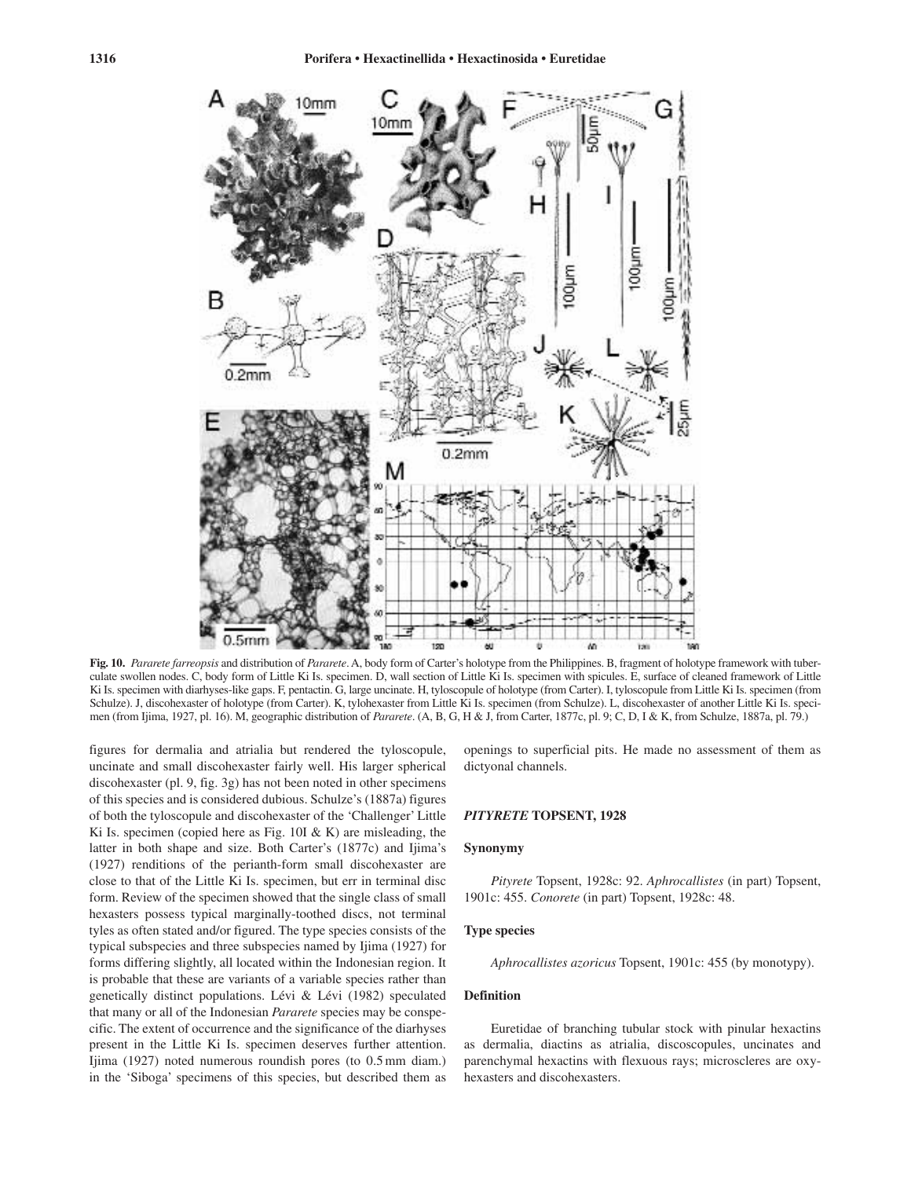**Fig. 10.** *Pararete farreopsis* and distribution of *Pararete*. A, body form of Carter's holotype from the Philippines. B, fragment of holotype framework with tuberculate swollen nodes. C, body form of Little Ki Is. specimen. D, wall section of Little Ki Is. specimen with spicules. E, surface of cleaned framework of Little Ki Is. specimen with diarhyses-like gaps. F, pentactin. G, large uncinate. H, tyloscopule of holotype (from Carter). I, tyloscopule from Little Ki Is. specimen (from Schulze). J, discohexaster of holotype (from Carter). K, tylohexaster from Little Ki Is. specimen (from Schulze). L, discohexaster of another Little Ki Is. specimen (from Ijima, 1927, pl. 16). M, geographic distribution of *Pararete*. (A, B, G, H & J, from Carter, 1877c, pl. 9; C, D, I & K, from Schulze, 1887a, pl. 79.)

figures for dermalia and atrialia but rendered the tyloscopule, uncinate and small discohexaster fairly well. His larger spherical discohexaster (pl. 9, fig. 3g) has not been noted in other specimens of this species and is considered dubious. Schulze's (1887a) figures of both the tyloscopule and discohexaster of the 'Challenger' Little Ki Is. specimen (copied here as Fig. 10I & K) are misleading, the latter in both shape and size. Both Carter's (1877c) and Ijima's (1927) renditions of the perianth-form small discohexaster are close to that of the Little Ki Is. specimen, but err in terminal disc form. Review of the specimen showed that the single class of small hexasters possess typical marginally-toothed discs, not terminal tyles as often stated and/or figured. The type species consists of the typical subspecies and three subspecies named by Ijima (1927) for forms differing slightly, all located within the Indonesian region. It is probable that these are variants of a variable species rather than genetically distinct populations. Lévi & Lévi (1982) speculated that many or all of the Indonesian *Pararete* species may be conspecific. The extent of occurrence and the significance of the diarhyses present in the Little Ki Is. specimen deserves further attention. Ijima (1927) noted numerous roundish pores (to 0.5 mm diam.) in the 'Siboga' specimens of this species, but described them as openings to superficial pits. He made no assessment of them as dictyonal channels.

## *PITYRETE* TOPSENT, 1928

### Synonymy

*Pityrete* Topsent, 1928c: 92. *Aphrocallistes* (in part) Topsent, 1901c: 455. *Conorete* (in part) Topsent, 1928c: 48.

### Type species

*Aphrocallistes azoricus* Topsent, 1901c: 455 (by monotypy).

### Definition

Euretidae of branching tubular stock with pinular hexactins as dermalia, diactins as atrialia, discoscopules, uncinates and parenchymal hexactins with flexuous rays; microscleres are oxyhexasters and discohexasters.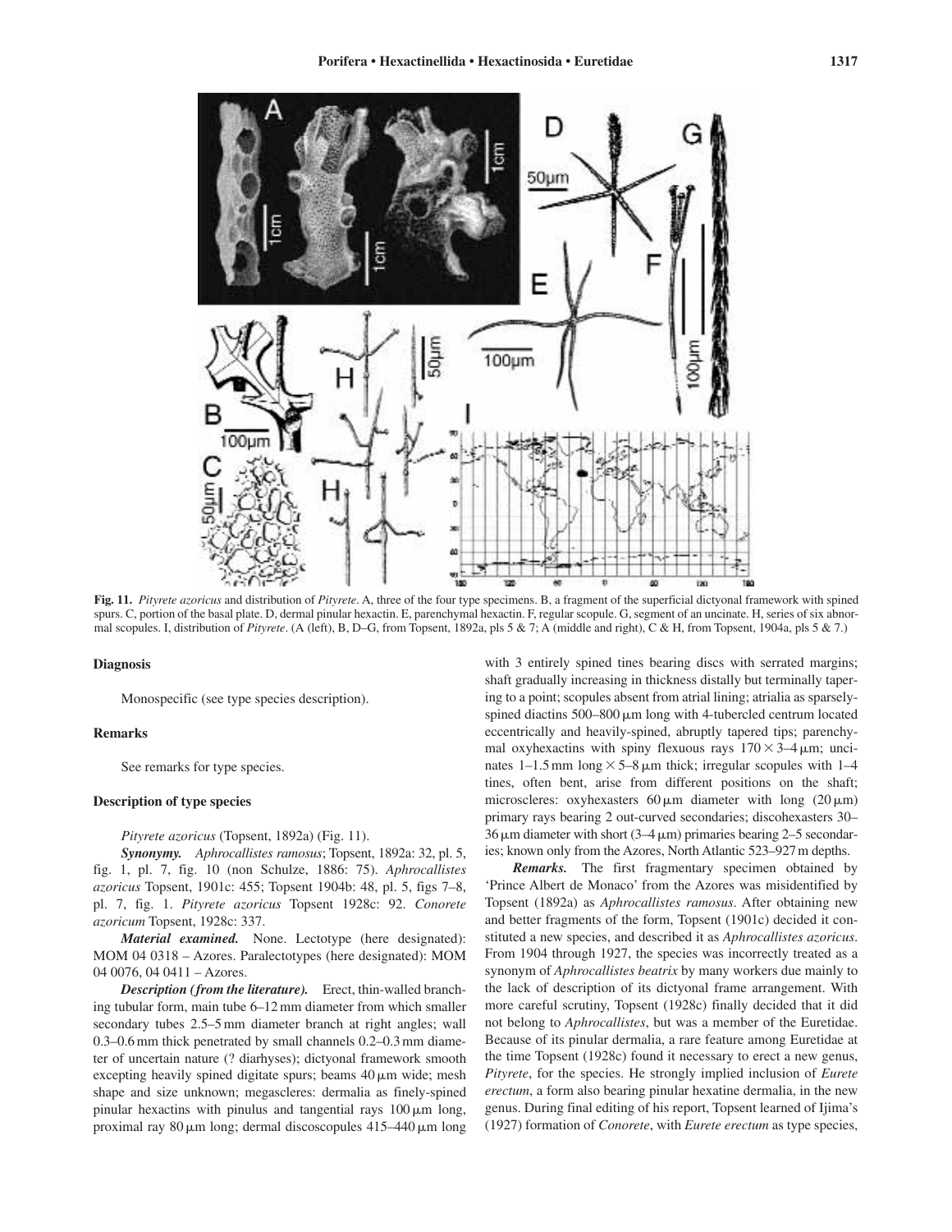**Fig. 11.** *Pityrete azoricus* and distribution of *Pityrete*. A, three of the four type specimens. B, a fragment of the superficial dictyonal framework with spined spurs. C, portion of the basal plate. D, dermal pinular hexactin. E, parenchymal hexactin. F, regular scopule. G, segment of an uncinate. H, series of six abnormal scopules. I, distribution of *Pityrete*. (A (left), B, D–G, from Topsent, 1892a, pls 5 & 7; A (middle and right), C & H, from Topsent, 1904a, pls 5 & 7.)

### Diagnosis

Monospecific (see type species description).

### Remarks

See remarks for type species.

### Description of type species

*Pityrete azoricus* (Topsent, 1892a) (Fig. 11).

***Synonymy.*** *Aphrocallistes ramosus*; Topsent, 1892a: 32, pl. 5, fig. 1, pl. 7, fig. 10 (non Schulze, 1886: 75). *Aphrocallistes azoricus* Topsent, 1901c: 455; Topsent 1904b: 48, pl. 5, figs 7–8, pl. 7, fig. 1. *Pityrete azoricus* Topsent 1928c: 92. *Conorete azoricum* Topsent, 1928c: 337.

***Material examined.*** None. Lectotype (here designated): MOM 04 0318 – Azores. Paralectotypes (here designated): MOM 04 0076, 04 0411 – Azores.

***Description (from the literature).*** Erect, thin-walled branching tubular form, main tube 6–12 mm diameter from which smaller secondary tubes 2.5–5 mm diameter branch at right angles; wall 0.3–0.6 mm thick penetrated by small channels 0.2–0.3 mm diameter of uncertain nature (? diarhyses); dictyonal framework smooth excepting heavily spined digitate spurs; beams 40 µm wide; mesh shape and size unknown; megascleres: dermalia as finely-spined pinular hexactins with pinulus and tangential rays 100 µm long, proximal ray 80 µm long; dermal discoscopules 415–440 µm long with 3 entirely spined tines bearing discs with serrated margins; shaft gradually increasing in thickness distally but terminally tapering to a point; scopules absent from atrial lining; atrialia as sparsely-spined diactins 500–800 µm long with 4-tubercled centrum located eccentrically and heavily-spined, abruptly tapered tips; parenchymal oxyhexactins with spiny flexuous rays 170 × 3–4 µm; uncinates 1–1.5 mm long × 5–8 µm thick; irregular scopules with 1–4 tines, often bent, arise from different positions on the shaft; microscleres: oxyhexasters 60 µm diameter with long (20 µm) primary rays bearing 2 out-curved secondaries; discohexasters 30–36 µm diameter with short (3–4 µm) primaries bearing 2–5 secondaries; known only from the Azores, North Atlantic 523–927 m depths.

***Remarks.*** The first fragmentary specimen obtained by 'Prince Albert de Monaco' from the Azores was misidentified by Topsent (1892a) as *Aphrocallistes ramosus*. After obtaining new and better fragments of the form, Topsent (1901c) decided it constituted a new species, and described it as *Aphrocallistes azoricus*. From 1904 through 1927, the species was incorrectly treated as a synonym of *Aphrocallistes beatrix* by many workers due mainly to the lack of description of its dictyonal frame arrangement. With more careful scrutiny, Topsent (1928c) finally decided that it did not belong to *Aphrocallistes*, but was a member of the Euretidae. Because of its pinular dermalia, a rare feature among Euretidae at the time Topsent (1928c) found it necessary to erect a new genus, *Pityrete*, for the species. He strongly implied inclusion of *Eurete erectum*, a form also bearing pinular hexatine dermalia, in the new genus. During final editing of his report, Topsent learned of Ijima's (1927) formation of *Conorete*, with *Eurete erectum* as type species,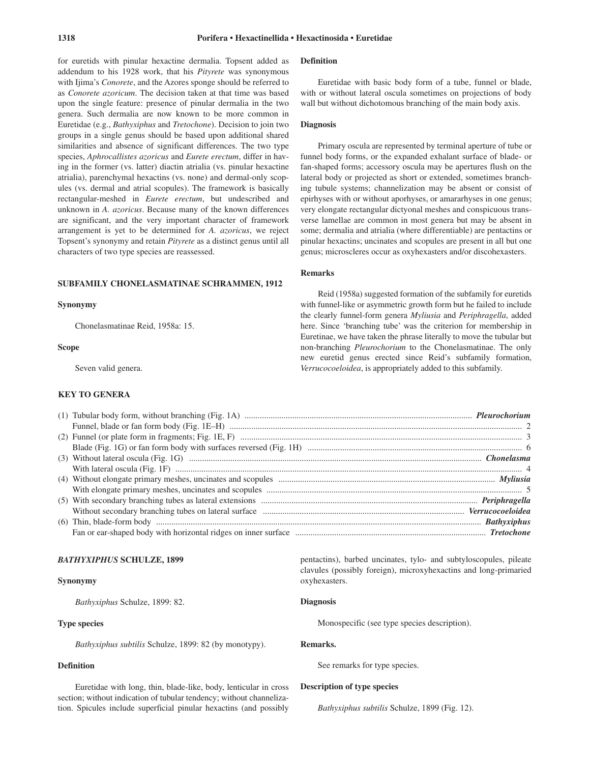for euretids with pinular hexactine dermalia. Topsent added as addendum to his 1928 work, that his *Pityrete* was synonymous with Ijima's *Conorete*, and the Azores sponge should be referred to as *Conorete azoricum*. The decision taken at that time was based upon the single feature: presence of pinular dermalia in the two genera. Such dermalia are now known to be more common in Euretidae (e.g., *Bathyxiphus* and *Tretochone*). Decision to join two groups in a single genus should be based upon additional shared similarities and absence of significant differences. The two type species, *Aphrocallistes azoricus* and *Eurete erectum*, differ in having in the former (vs. latter) diactin atrialia (vs. pinular hexactine atrialia), parenchymal hexactins (vs. none) and dermal-only scopules (vs. dermal and atrial scopules). The framework is basically rectangular-meshed in *Eurete erectum*, but undescribed and unknown in *A. azoricus*. Because many of the known differences are significant, and the very important character of framework arrangement is yet to be determined for *A. azoricus*, we reject Topsent's synonymy and retain *Pityrete* as a distinct genus until all characters of two type species are reassessed.

## SUBFAMILY CHONELASMATINAE SCHRAMMEN, 1912

### Synonymy

Chonelasmatinae Reid, 1958a: 15.

### Scope

Seven valid genera.

### Definition

Euretidae with basic body form of a tube, funnel or blade, with or without lateral oscula sometimes on projections of body wall but without dichotomous branching of the main body axis.

### Diagnosis

Primary oscula are represented by terminal aperture of tube or funnel body forms, or the expanded exhalant surface of blade- or fan-shaped forms; accessory oscula may be apertures flush on the lateral body or projected as short or extended, sometimes branching tubule systems; channelization may be absent or consist of epirhyses with or without aporhyses, or amararhyses in one genus; very elongate rectangular dictyonal meshes and conspicuous transverse lamellae are common in most genera but may be absent in some; dermalia and atrialia (where differentiable) are pentactins or pinular hexactins; uncinates and scopules are present in all but one genus; microscleres occur as oxyhexasters and/or discohexasters.

### Remarks

Reid (1958a) suggested formation of the subfamily for euretids with funnel-like or asymmetric growth form but he failed to include the clearly funnel-form genera *Myliusia* and *Periphragella*, added here. Since 'branching tube' was the criterion for membership in Euretinae, we have taken the phrase literally to move the tubular but non-branching *Pleurochorium* to the Chonelasmatinae. The only new euretid genus erected since Reid's subfamily formation, *Verrucocoeloidea*, is appropriately added to this subfamily.

### KEY TO GENERA

(1) Tubular body form, without branching (Fig. 1A) ........ ***Pleurochorium***
Funnel, blade or fan form body (Fig. 1E–H) ........ 2

(2) Funnel (or plate form in fragments; Fig. 1E, F) ........ 3
Blade (Fig. 1G) or fan form body with surfaces reversed (Fig. 1H) ........ 6

(3) Without lateral oscula (Fig. 1G) ........ ***Chonelasma***
With lateral oscula (Fig. 1F) ........ 4

(4) Without elongate primary meshes, uncinates and scopules ........ ***Myliusia***
With elongate primary meshes, uncinates and scopules ........ 5

(5) With secondary branching tubes as lateral extensions ........ ***Periphragella***
Without secondary branching tubes on lateral surface ........ ***Verrucocoeloidea***

(6) Thin, blade-form body ........ ***Bathyxiphus***
Fan or ear-shaped body with horizontal ridges on inner surface ........ ***Tretochone***

## *BATHYXIPHUS* SCHULZE, 1899

### Synonymy

*Bathyxiphus* Schulze, 1899: 82.

### Type species

*Bathyxiphus subtilis* Schulze, 1899: 82 (by monotypy).

### Definition

Euretidae with long, thin, blade-like, body, lenticular in cross section; without indication of tubular tendency; without channelization. Spicules include superficial pinular hexactins (and possibly pentactins), barbed uncinates, tylo- and subtyloscopules, pileate clavules (possibly foreign), microxyhexactins and long-primaried oxyhexasters.

### Diagnosis

Monospecific (see type species description).

### Remarks.

See remarks for type species.

### Description of type species

*Bathyxiphus subtilis* Schulze, 1899 (Fig. 12).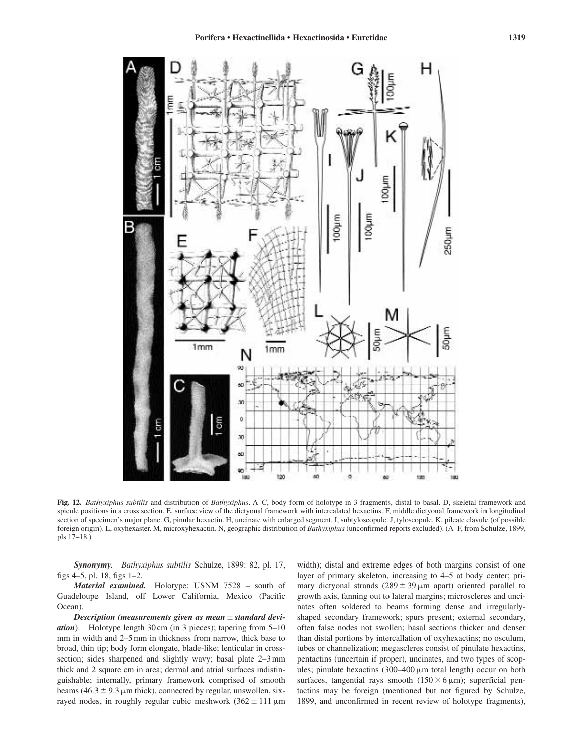**Fig. 12.** *Bathyxiphus subtilis* and distribution of *Bathyxiphus*. A–C, body form of holotype in 3 fragments, distal to basal. D, skeletal framework and spicule positions in a cross section. E, surface view of the dictyonal framework with intercalated hexactins. F, middle dictyonal framework in longitudinal section of specimen's major plane. G, pinular hexactin. H, uncinate with enlarged segment. I, subtyloscopule. J, tyloscopule. K, pileate clavule (of possible foreign origin). L, oxyhexaster. M, microxyhexactin. N, geographic distribution of *Bathyxiphus* (unconfirmed reports excluded). (A–F, from Schulze, 1899, pls 17–18.)

***Synonymy.*** *Bathyxiphus subtilis* Schulze, 1899: 82, pl. 17, figs 4–5, pl. 18, figs 1–2.

***Material examined.*** Holotype: USNM 7528 – south of Guadeloupe Island, off Lower California, Mexico (Pacific Ocean).

***Description (measurements given as mean ± standard deviation).*** Holotype length 30 cm (in 3 pieces); tapering from 5–10 mm in width and 2–5 mm in thickness from narrow, thick base to broad, thin tip; body form elongate, blade-like; lenticular in cross-section; sides sharpened and slightly wavy; basal plate 2–3 mm thick and 2 square cm in area; dermal and atrial surfaces indistinguishable; internally, primary framework comprised of smooth beams ($46.3 \pm 9.3$ µm thick), connected by regular, unswollen, six-rayed nodes, in roughly regular cubic meshwork ($362 \pm 111$ µm width); distal and extreme edges of both margins consist of one layer of primary skeleton, increasing to 4–5 at body center; primary dictyonal strands ($289 \pm 39$ µm apart) oriented parallel to growth axis, fanning out to lateral margins; microscleres and uncinates often soldered to beams forming dense and irregularly-shaped secondary framework; spurs present; external secondary, often false nodes not swollen; basal sections thicker and denser than distal portions by intercallation of oxyhexactins; no osculum, tubes or channelization; megascleres consist of pinulate hexactins, pentactins (uncertain if proper), uncinates, and two types of scopules; pinulate hexactins (300–400 µm total length) occur on both surfaces, tangential rays smooth ($150 \times 6$ µm); superficial pentactins may be foreign (mentioned but not figured by Schulze, 1899, and unconfirmed in recent review of holotype fragments),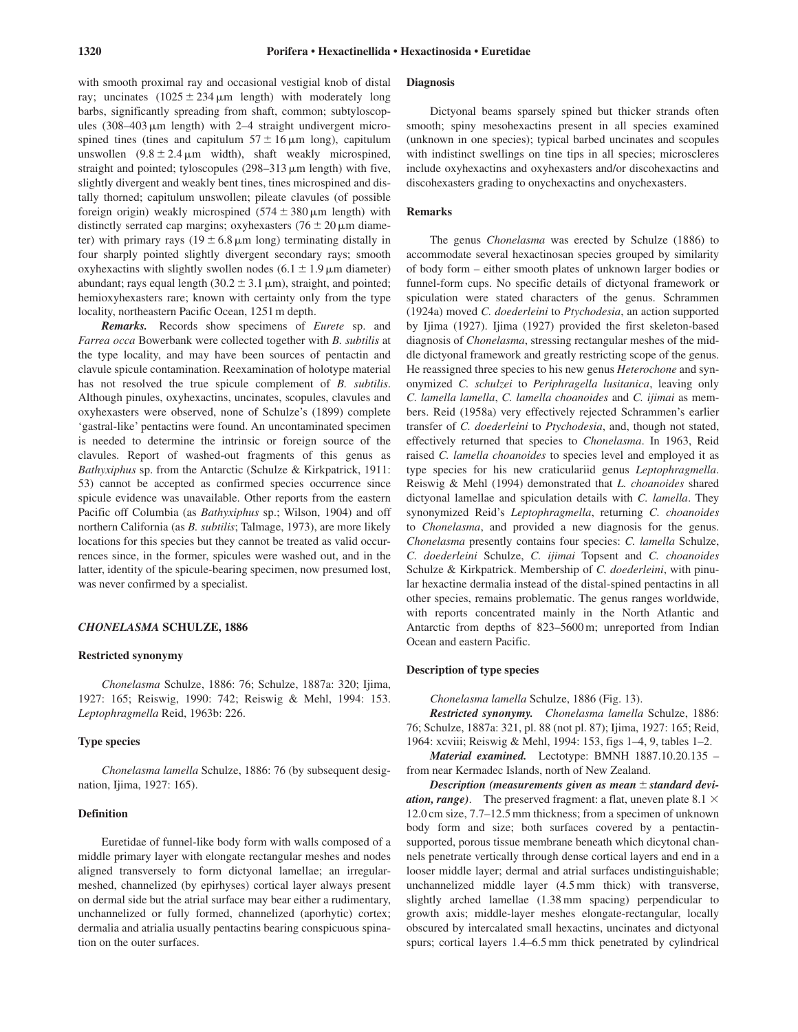with smooth proximal ray and occasional vestigial knob of distal ray; uncinates ($1025 \pm 234\,\mu$m length) with moderately long barbs, significantly spreading from shaft, common; subtyloscopules (308–403 µm length) with 2–4 straight undivergent microspined tines (tines and capitulum $57 \pm 16\,\mu$m long), capitulum unswollen ($9.8 \pm 2.4\,\mu$m width), shaft weakly microspined, straight and pointed; tyloscopules (298–313 µm length) with five, slightly divergent and weakly bent tines, tines microspined and distally thorned; capitulum unswollen; pileate clavules (of possible foreign origin) weakly microspined ($574 \pm 380\,\mu$m length) with distinctly serrated cap margins; oxyhexasters ($76 \pm 20\,\mu$m diameter) with primary rays ($19 \pm 6.8\,\mu$m long) terminating distally in four sharply pointed slightly divergent secondary rays; smooth oxyhexactins with slightly swollen nodes ($6.1 \pm 1.9\,\mu$m diameter) abundant; rays equal length ($30.2 \pm 3.1\,\mu$m), straight, and pointed; hemioxyhexasters rare; known with certainty only from the type locality, northeastern Pacific Ocean, 1251 m depth.

***Remarks.*** Records show specimens of *Eurete* sp. and *Farrea occa* Bowerbank were collected together with *B. subtilis* at the type locality, and may have been sources of pentactin and clavule spicule contamination. Reexamination of holotype material has not resolved the true spicule complement of *B. subtilis*. Although pinules, oxyhexactins, uncinates, scopules, clavules and oxyhexasters were observed, none of Schulze's (1899) complete 'gastral-like' pentactins were found. An uncontaminated specimen is needed to determine the intrinsic or foreign source of the clavules. Report of washed-out fragments of this genus as *Bathyxiphus* sp. from the Antarctic (Schulze & Kirkpatrick, 1911: 53) cannot be accepted as confirmed species occurrence since spicule evidence was unavailable. Other reports from the eastern Pacific off Columbia (as *Bathyxiphus* sp.; Wilson, 1904) and off northern California (as *B. subtilis*; Talmage, 1973), are more likely locations for this species but they cannot be treated as valid occurrences since, in the former, spicules were washed out, and in the latter, identity of the spicule-bearing specimen, now presumed lost, was never confirmed by a specialist.

## *CHONELASMA* SCHULZE, 1886

### Restricted synonymy

*Chonelasma* Schulze, 1886: 76; Schulze, 1887a: 320; Ijima, 1927: 165; Reiswig, 1990: 742; Reiswig & Mehl, 1994: 153. *Leptophragmella* Reid, 1963b: 226.

### Type species

*Chonelasma lamella* Schulze, 1886: 76 (by subsequent designation, Ijima, 1927: 165).

### Definition

Euretidae of funnel-like body form with walls composed of a middle primary layer with elongate rectangular meshes and nodes aligned transversely to form dictyonal lamellae; an irregular-meshed, channelized (by epirhyses) cortical layer always present on dermal side but the atrial surface may bear either a rudimentary, unchannelized or fully formed, channelized (aporhytic) cortex; dermalia and atrialia usually pentactins bearing conspicuous spination on the outer surfaces.

### Diagnosis

Dictyonal beams sparsely spined but thicker strands often smooth; spiny mesohexactins present in all species examined (unknown in one species); typical barbed uncinates and scopules with indistinct swellings on tine tips in all species; microscleres include oxyhexactins and oxyhexasters and/or discohexactins and discohexasters grading to onychexactins and onychexasters.

### Remarks

The genus *Chonelasma* was erected by Schulze (1886) to accommodate several hexactinosan species grouped by similarity of body form – either smooth plates of unknown larger bodies or funnel-form cups. No specific details of dictyonal framework or spiculation were stated characters of the genus. Schrammen (1924a) moved *C. doederleini* to *Ptychodesia*, an action supported by Ijima (1927). Ijima (1927) provided the first skeleton-based diagnosis of *Chonelasma*, stressing rectangular meshes of the middle dictyonal framework and greatly restricting scope of the genus. He reassigned three species to his new genus *Heterochone* and synonymized *C. schulzei* to *Periphragella lusitanica*, leaving only *C. lamella lamella*, *C. lamella choanoides* and *C. ijimai* as members. Reid (1958a) very effectively rejected Schrammen's earlier transfer of *C. doederleini* to *Ptychodesia*, and, though not stated, effectively returned that species to *Chonelasma*. In 1963, Reid raised *C. lamella choanoides* to species level and employed it as type species for his new craticulariid genus *Leptophragmella*. Reiswig & Mehl (1994) demonstrated that *L. choanoides* shared dictyonal lamellae and spiculation details with *C. lamella*. They synonymized Reid's *Leptophragmella*, returning *C. choanoides* to *Chonelasma*, and provided a new diagnosis for the genus. *Chonelasma* presently contains four species: *C. lamella* Schulze, *C. doederleini* Schulze, *C. ijimai* Topsent and *C. choanoides* Schulze & Kirkpatrick. Membership of *C. doederleini*, with pinular hexactine dermalia instead of the distal-spined pentactins in all other species, remains problematic. The genus ranges worldwide, with reports concentrated mainly in the North Atlantic and Antarctic from depths of 823–5600 m; unreported from Indian Ocean and eastern Pacific.

### Description of type species

*Chonelasma lamella* Schulze, 1886 (Fig. 13).

***Restricted synonymy.*** *Chonelasma lamella* Schulze, 1886: 76; Schulze, 1887a: 321, pl. 88 (not pl. 87); Ijima, 1927: 165; Reid, 1964: xcviii; Reiswig & Mehl, 1994: 153, figs 1–4, 9, tables 1–2.

***Material examined.*** Lectotype: BMNH 1887.10.20.135 – from near Kermadec Islands, north of New Zealand.

***Description (measurements given as mean ± standard deviation, range).*** The preserved fragment: a flat, uneven plate 8.1 × 12.0 cm size, 7.7–12.5 mm thickness; from a specimen of unknown body form and size; both surfaces covered by a pentactin-supported, porous tissue membrane beneath which dicytonal channels penetrate vertically through dense cortical layers and end in a looser middle layer; dermal and atrial surfaces undistinguishable; unchannelized middle layer (4.5 mm thick) with transverse, slightly arched lamellae (1.38 mm spacing) perpendicular to growth axis; middle-layer meshes elongate-rectangular, locally obscured by intercalated small hexactins, uncinates and dictyonal spurs; cortical layers 1.4–6.5 mm thick penetrated by cylindrical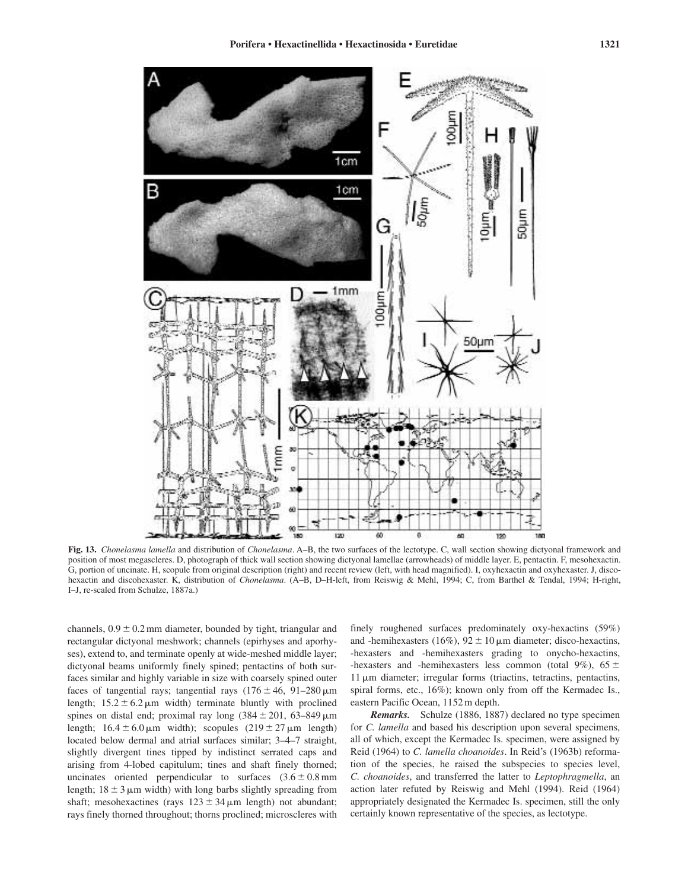**Fig. 13.** *Chonelasma lamella* and distribution of *Chonelasma*. A–B, the two surfaces of the lectotype. C, wall section showing dictyonal framework and position of most megascleres. D, photograph of thick wall section showing dictyonal lamellae (arrowheads) of middle layer. E, pentactin. F, mesohexactin. G, portion of uncinate. H, scopule from original description (right) and recent review (left, with head magnified). I, oxyhexactin and oxyhexaster. J, discohexactin and discohexaster. K, distribution of *Chonelasma*. (A–B, D–H-left, from Reiswig & Mehl, 1994; C, from Barthel & Tendal, 1994; H-right, I–J, re-scaled from Schulze, 1887a.)

channels, $0.9 \pm 0.2$ mm diameter, bounded by tight, triangular and rectangular dictyonal meshwork; channels (epirhyses and aporhyses), extend to, and terminate openly at wide-meshed middle layer; dictyonal beams uniformly finely spined; pentactins of both surfaces similar and highly variable in size with coarsely spined outer faces of tangential rays; tangential rays ($176 \pm 46$, 91–280 μm length; $15.2 \pm 6.2$ μm width) terminate bluntly with proclined spines on distal end; proximal ray long ($384 \pm 201$, 63–849 μm length; $16.4 \pm 6.0$ μm width); scopules ($219 \pm 27$ μm length) located below dermal and atrial surfaces similar; 3–4–7 straight, slightly divergent tines tipped by indistinct serrated caps and arising from 4-lobed capitulum; tines and shaft finely thorned; uncinates oriented perpendicular to surfaces ($3.6 \pm 0.8$ mm length; $18 \pm 3$ μm width) with long barbs slightly spreading from shaft; mesohexactines (rays $123 \pm 34$ μm length) not abundant; rays finely thorned throughout; thorns proclined; microscleres with finely roughened surfaces predominately oxy-hexactins (59%) and -hemihexasters (16%), $92 \pm 10$ μm diameter; disco-hexactins, -hexasters and -hemihexasters grading to onycho-hexactins, -hexasters and -hemihexasters less common (total 9%), $65 \pm 11$ μm diameter; irregular forms (triactins, tetractins, pentactins, spiral forms, etc., 16%); known only from off the Kermadec Is., eastern Pacific Ocean, 1152 m depth.

***Remarks.*** Schulze (1886, 1887) declared no type specimen for *C. lamella* and based his description upon several specimens, all of which, except the Kermadec Is. specimen, were assigned by Reid (1964) to *C. lamella choanoides*. In Reid's (1963b) reformation of the species, he raised the subspecies to species level, *C. choanoides*, and transferred the latter to *Leptophragmella*, an action later refuted by Reiswig and Mehl (1994). Reid (1964) appropriately designated the Kermadec Is. specimen, still the only certainly known representative of the species, as lectotype.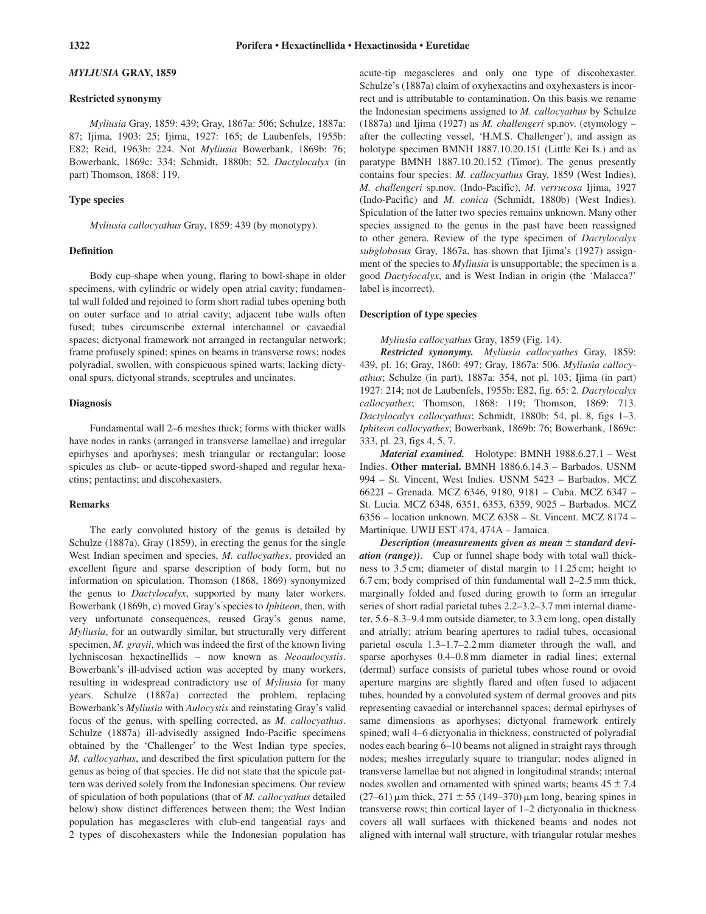## *MYLIUSIA* GRAY, 1859

### Restricted synonymy

*Myliusia* Gray, 1859: 439; Gray, 1867a: 506; Schulze, 1887a: 87; Ijima, 1903: 25; Ijima, 1927: 165; de Laubenfels, 1955b: E82; Reid, 1963b: 224. Not *Myliusia* Bowerbank, 1869b: 76; Bowerbank, 1869c: 334; Schmidt, 1880b: 52. *Dactylocalyx* (in part) Thomson, 1868: 119.

### Type species

*Myliusia callocyathus* Gray, 1859: 439 (by monotypy).

### Definition

Body cup-shape when young, flaring to bowl-shape in older specimens, with cylindric or widely open atrial cavity; fundamental wall folded and rejoined to form short radial tubes opening both on outer surface and to atrial cavity; adjacent tube walls often fused; tubes circumscribe external interchannel or cavaedial spaces; dictyonal framework not arranged in rectangular network; frame profusely spined; spines on beams in transverse rows; nodes polyradial, swollen, with conspicuous spined warts; lacking dictyonal spurs, dictyonal strands, sceptrules and uncinates.

### Diagnosis

Fundamental wall 2–6 meshes thick; forms with thicker walls have nodes in ranks (arranged in transverse lamellae) and irregular epirhyses and aporhyses; mesh triangular or rectangular; loose spicules as club- or acute-tipped sword-shaped and regular hexactins; pentactins; and discohexasters.

### Remarks

The early convoluted history of the genus is detailed by Schulze (1887a). Gray (1859), in erecting the genus for the single West Indian specimen and species, *M. callocyathes*, provided an excellent figure and sparse description of body form, but no information on spiculation. Thomson (1868, 1869) synonymized the genus to *Dactylocalyx*, supported by many later workers. Bowerbank (1869b, c) moved Gray's species to *Iphiteon*, then, with very unfortunate consequences, reused Gray's genus name, *Myliusia*, for an outwardly similar, but structurally very different specimen, *M. grayii*, which was indeed the first of the known living lychniscosan hexactinellids – now known as *Neoaulocystis*. Bowerbank's ill-advised action was accepted by many workers, resulting in widespread contradictory use of *Myliusia* for many years. Schulze (1887a) corrected the problem, replacing Bowerbank's *Myliusia* with *Aulocystis* and reinstating Gray's valid focus of the genus, with spelling corrected, as *M. callocyathus*. Schulze (1887a) ill-advisedly assigned Indo-Pacific specimens obtained by the 'Challenger' to the West Indian type species, *M. callocyathus*, and described the first spiculation pattern for the genus as being of that species. He did not state that the spicule pattern was derived solely from the Indonesian specimens. Our review of spiculation of both populations (that of *M. callocyathus* detailed below) show distinct differences between them; the West Indian population has megascleres with club-end tangential rays and 2 types of discohexasters while the Indonesian population has acute-tip megascleres and only one type of discohexaster. Schulze's (1887a) claim of oxyhexactins and oxyhexasters is incorrect and is attributable to contamination. On this basis we rename the Indonesian specimens assigned to *M. callocyathus* by Schulze (1887a) and Ijima (1927) as *M. challengeri* sp.nov. (etymology – after the collecting vessel, 'H.M.S. Challenger'), and assign as holotype specimen BMNH 1887.10.20.151 (Little Kei Is.) and as paratype BMNH 1887.10.20.152 (Timor). The genus presently contains four species: *M. callocyathus* Gray, 1859 (West Indies), *M. challengeri* sp.nov. (Indo-Pacific), *M. verrucosa* Ijima, 1927 (Indo-Pacific) and *M. conica* (Schmidt, 1880b) (West Indies). Spiculation of the latter two species remains unknown. Many other species assigned to the genus in the past have been reassigned to other genera. Review of the type specimen of *Dactylocalyx subglobosus* Gray, 1867a, has shown that Ijima's (1927) assignment of the species to *Myliusia* is unsupportable; the specimen is a good *Dactylocalyx*, and is West Indian in origin (the 'Malacca?' label is incorrect).

### Description of type species

*Myliusia callocyathus* Gray, 1859 (Fig. 14).

***Restricted synonymy.*** *Myliusia callocyathes* Gray, 1859: 439, pl. 16; Gray, 1860: 497; Gray, 1867a: 506. *Myliusia callocyathus*; Schulze (in part), 1887a: 354, not pl. 103; Ijima (in part) 1927: 214; not de Laubenfels, 1955b: E82, fig. 65: 2. *Dactylocalyx callocyathes*; Thomson, 1868: 119; Thomson, 1869: 713. *Dactylocalyx callocyathus*; Schmidt, 1880b: 54, pl. 8, figs 1–3. *Iphiteon callocyathes*; Bowerbank, 1869b: 76; Bowerbank, 1869c: 333, pl. 23, figs 4, 5, 7.

***Material examined.*** Holotype: BMNH 1988.6.27.1 – West Indies. **Other material.** BMNH 1886.6.14.3 – Barbados. USNM 994 – St. Vincent, West Indies. USNM 5423 – Barbados. MCZ 6622I – Grenada. MCZ 6346, 9180, 9181 – Cuba. MCZ 6347 – St. Lucia. MCZ 6348, 6351, 6353, 6359, 9025 – Barbados. MCZ 6356 – location unknown. MCZ 6358 – St. Vincent. MCZ 8174 – Martinique. UWIJ EST 474, 474A – Jamaica.

***Description (measurements given as mean ± standard deviation (range)).*** Cup or funnel shape body with total wall thickness to 3.5 cm; diameter of distal margin to 11.25 cm; height to 6.7 cm; body comprised of thin fundamental wall 2–2.5 mm thick, marginally folded and fused during growth to form an irregular series of short radial parietal tubes 2.2–3.2–3.7 mm internal diameter, 5.6–8.3–9.4 mm outside diameter, to 3.3 cm long, open distally and atrially; atrium bearing apertures to radial tubes, occasional parietal oscula 1.3–1.7–2.2 mm diameter through the wall, and sparse aporhyses 0.4–0.8 mm diameter in radial lines; external (dermal) surface consists of parietal tubes whose round or ovoid aperture margins are slightly flared and often fused to adjacent tubes, bounded by a convoluted system of dermal grooves and pits representing cavaedial or interchannel spaces; dermal epirhyses of same dimensions as aporhyses; dictyonal framework entirely spined; wall 4–6 dictyonalia in thickness, constructed of polyradial nodes each bearing 6–10 beams not aligned in straight rays through nodes; meshes irregularly square to triangular; nodes aligned in transverse lamellae but not aligned in longitudinal strands; internal nodes swollen and ornamented with spined warts; beams 45 ± 7.4 (27–61) μm thick, 271 ± 55 (149–370) μm long, bearing spines in transverse rows; thin cortical layer of 1–2 dictyonalia in thickness covers all wall surfaces with thickened beams and nodes not aligned with internal wall structure, with triangular rotular meshes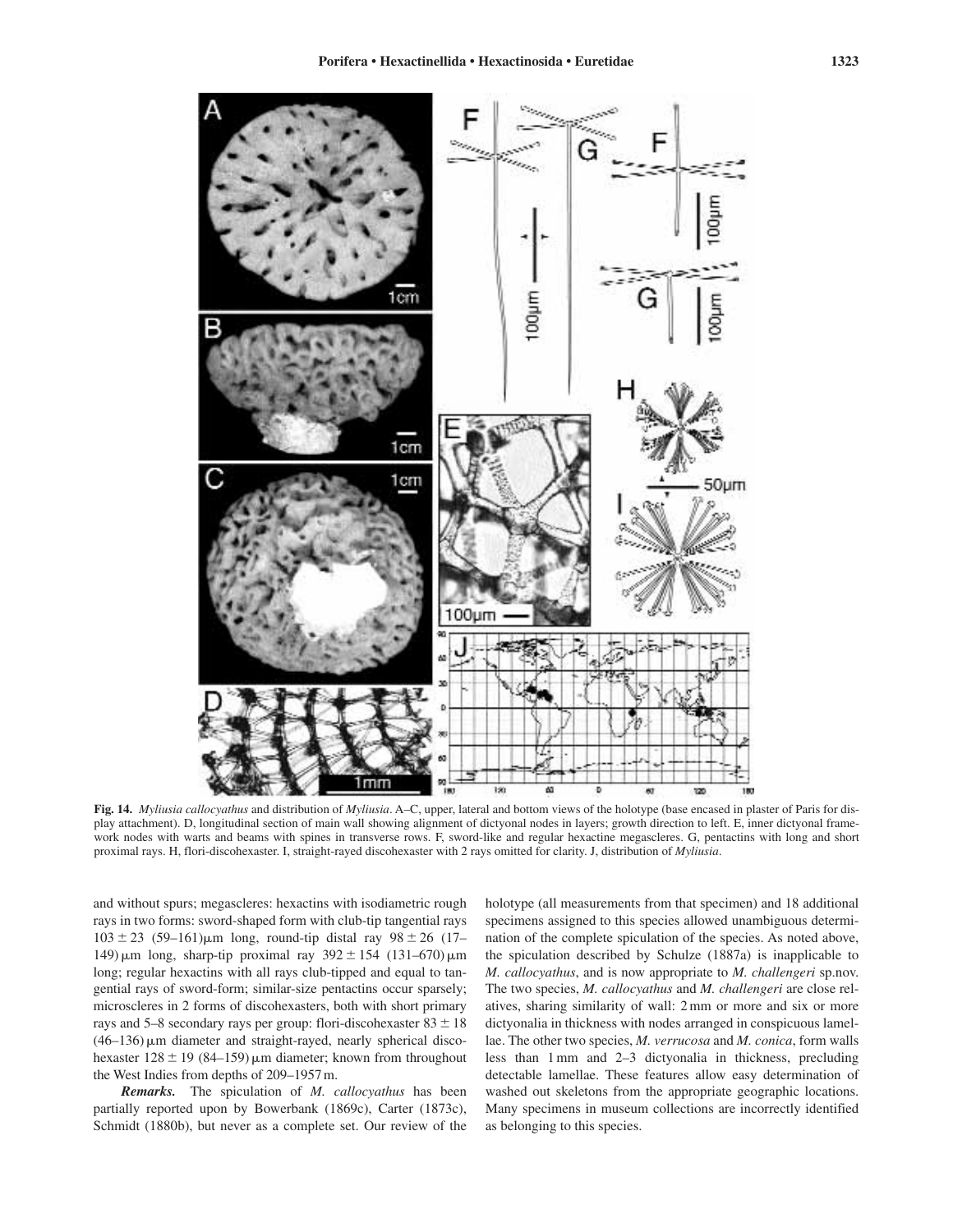**Fig. 14.** *Myliusia callocyathus* and distribution of *Myliusia*. A–C, upper, lateral and bottom views of the holotype (base encased in plaster of Paris for display attachment). D, longitudinal section of main wall showing alignment of dictyonal nodes in layers; growth direction to left. E, inner dictyonal framework nodes with warts and beams with spines in transverse rows. F, sword-like and regular hexactine megascleres. G, pentactins with long and short proximal rays. H, flori-discohexaster. I, straight-rayed discohexaster with 2 rays omitted for clarity. J, distribution of *Myliusia*.

and without spurs; megascleres: hexactins with isodiametric rough rays in two forms: sword-shaped form with club-tip tangential rays $103 \pm 23$ (59–161) μm long, round-tip distal ray $98 \pm 26$ (17–149) μm long, sharp-tip proximal ray $392 \pm 154$ (131–670) μm long; regular hexactins with all rays club-tipped and equal to tangential rays of sword-form; similar-size pentactins occur sparsely; microscleres in 2 forms of discohexasters, both with short primary rays and 5–8 secondary rays per group: flori-discohexaster $83 \pm 18$ (46–136) μm diameter and straight-rayed, nearly spherical discohexaster $128 \pm 19$ (84–159) μm diameter; known from throughout the West Indies from depths of 209–1957 m.

***Remarks.*** The spiculation of *M. callocyathus* has been partially reported upon by Bowerbank (1869c), Carter (1873c), Schmidt (1880b), but never as a complete set. Our review of the holotype (all measurements from that specimen) and 18 additional specimens assigned to this species allowed unambiguous determination of the complete spiculation of the species. As noted above, the spiculation described by Schulze (1887a) is inapplicable to *M. callocyathus*, and is now appropriate to *M. challengeri* sp.nov. The two species, *M. callocyathus* and *M. challengeri* are close relatives, sharing similarity of wall: 2 mm or more and six or more dictyonalia in thickness with nodes arranged in conspicuous lamellae. The other two species, *M. verrucosa* and *M. conica*, form walls less than 1 mm and 2–3 dictyonalia in thickness, precluding detectable lamellae. These features allow easy determination of washed out skeletons from the appropriate geographic locations. Many specimens in museum collections are incorrectly identified as belonging to this species.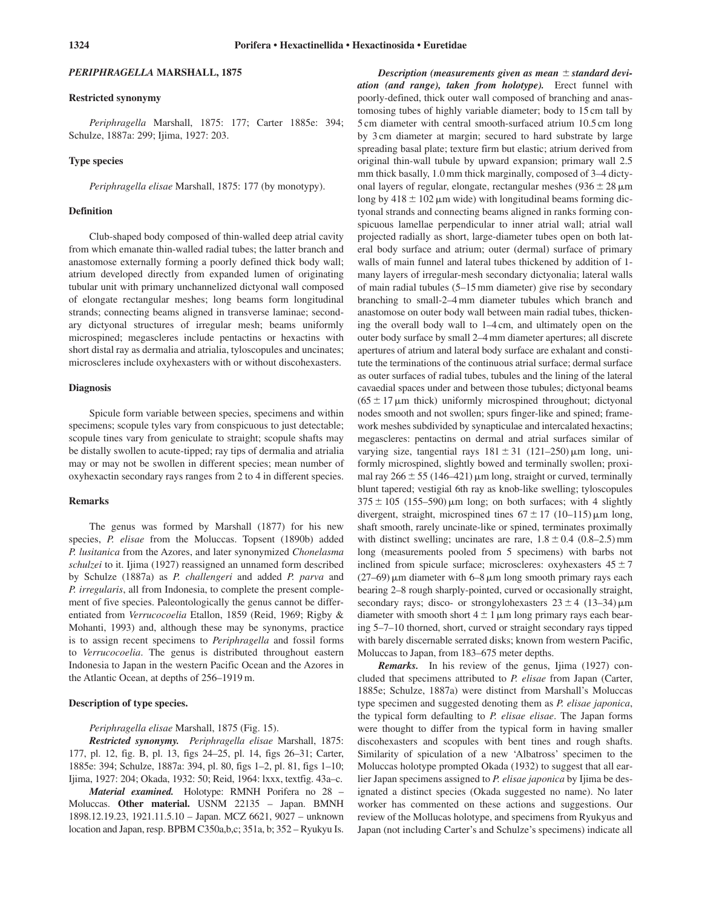## *PERIPHRAGELLA* MARSHALL, 1875

### Restricted synonymy

*Periphragella* Marshall, 1875: 177; Carter 1885e: 394; Schulze, 1887a: 299; Ijima, 1927: 203.

### Type species

*Periphragella elisae* Marshall, 1875: 177 (by monotypy).

### Definition

Club-shaped body composed of thin-walled deep atrial cavity from which emanate thin-walled radial tubes; the latter branch and anastomose externally forming a poorly defined thick body wall; atrium developed directly from expanded lumen of originating tubular unit with primary unchannelized dictyonal wall composed of elongate rectangular meshes; long beams form longitudinal strands; connecting beams aligned in transverse laminae; secondary dictyonal structures of irregular mesh; beams uniformly microspined; megascleres include pentactins or hexactins with short distal ray as dermalia and atrialia, tyloscopules and uncinates; microscleres include oxyhexasters with or without discohexasters.

### Diagnosis

Spicule form variable between species, specimens and within specimens; scopule tyles vary from conspicuous to just detectable; scopule tines vary from geniculate to straight; scopule shafts may be distally swollen to acute-tipped; ray tips of dermalia and atrialia may or may not be swollen in different species; mean number of oxyhexactin secondary rays ranges from 2 to 4 in different species.

### Remarks

The genus was formed by Marshall (1877) for his new species, *P. elisae* from the Moluccas. Topsent (1890b) added *P. lusitanica* from the Azores, and later synonymized *Chonelasma schulzei* to it. Ijima (1927) reassigned an unnamed form described by Schulze (1887a) as *P. challengeri* and added *P. parva* and *P. irregularis*, all from Indonesia, to complete the present complement of five species. Paleontologically the genus cannot be differentiated from *Verrucocoelia* Etallon, 1859 (Reid, 1969; Rigby & Mohanti, 1993) and, although these may be synonyms, practice is to assign recent specimens to *Periphragella* and fossil forms to *Verrucocoelia*. The genus is distributed throughout eastern Indonesia to Japan in the western Pacific Ocean and the Azores in the Atlantic Ocean, at depths of 256–1919 m.

### Description of type species.

*Periphragella elisae* Marshall, 1875 (Fig. 15).

***Restricted synonymy.*** *Periphragella elisae* Marshall, 1875: 177, pl. 12, fig. B, pl. 13, figs 24–25, pl. 14, figs 26–31; Carter, 1885e: 394; Schulze, 1887a: 394, pl. 80, figs 1–2, pl. 81, figs 1–10; Ijima, 1927: 204; Okada, 1932: 50; Reid, 1964: lxxx, textfig. 43a–c.

***Material examined.*** Holotype: RMNH Porifera no 28 – Moluccas. **Other material.** USNM 22135 – Japan. BMNH 1898.12.19.23, 1921.11.5.10 – Japan. MCZ 6621, 9027 – unknown location and Japan, resp. BPBM C350a,b,c; 351a, b; 352 – Ryukyu Is.

***Description (measurements given as mean ± standard deviation (and range), taken from holotype).*** Erect funnel with poorly-defined, thick outer wall composed of branching and anastomosing tubes of highly variable diameter; body to 15 cm tall by 5 cm diameter with central smooth-surfaced atrium 10.5 cm long by 3 cm diameter at margin; secured to hard substrate by large spreading basal plate; texture firm but elastic; atrium derived from original thin-wall tubule by upward expansion; primary wall 2.5 mm thick basally, 1.0 mm thick marginally, composed of 3–4 dictyonal layers of regular, elongate, rectangular meshes ($936 \pm 28$ µm long by $418 \pm 102$ µm wide) with longitudinal beams forming dictyonal strands and connecting beams aligned in ranks forming conspicuous lamellae perpendicular to inner atrial wall; atrial wall projected radially as short, large-diameter tubes open on both lateral body surface and atrium; outer (dermal) surface of primary walls of main funnel and lateral tubes thickened by addition of 1-many layers of irregular-mesh secondary dictyonalia; lateral walls of main radial tubules (5–15 mm diameter) give rise by secondary branching to small-2–4 mm diameter tubules which branch and anastomose on outer body wall between main radial tubes, thickening the overall body wall to 1–4 cm, and ultimately open on the outer body surface by small 2–4 mm diameter apertures; all discrete apertures of atrium and lateral body surface are exhalant and constitute the terminations of the continuous atrial surface; dermal surface as outer surfaces of radial tubes, tubules and the lining of the lateral cavaedial spaces under and between those tubules; dictyonal beams ($65 \pm 17$ µm thick) uniformly microspined throughout; dictyonal nodes smooth and not swollen; spurs finger-like and spined; framework meshes subdivided by synapticulae and intercalated hexactins; megascleres: pentactins on dermal and atrial surfaces similar of varying size, tangential rays $181 \pm 31$ (121–250) µm long, uniformly microspined, slightly bowed and terminally swollen; proximal ray $266 \pm 55$ (146–421) µm long, straight or curved, terminally blunt tapered; vestigial 6th ray as knob-like swelling; tyloscopules $375 \pm 105$ (155–590) µm long; on both surfaces; with 4 slightly divergent, straight, microspined tines $67 \pm 17$ (10–115) µm long, shaft smooth, rarely uncinate-like or spined, terminates proximally with distinct swelling; uncinates are rare, $1.8 \pm 0.4$ (0.8–2.5) mm long (measurements pooled from 5 specimens) with barbs not inclined from spicule surface; microscleres: oxyhexasters $45 \pm 7$ (27–69) µm diameter with 6–8 µm long smooth primary rays each bearing 2–8 rough sharply-pointed, curved or occasionally straight, secondary rays; disco- or strongylohexasters $23 \pm 4$ (13–34) µm diameter with smooth short $4 \pm 1$ µm long primary rays each bearing 5–7–10 thorned, short, curved or straight secondary rays tipped with barely discernable serrated disks; known from western Pacific, Moluccas to Japan, from 183–675 meter depths.

***Remarks.*** In his review of the genus, Ijima (1927) concluded that specimens attributed to *P. elisae* from Japan (Carter, 1885e; Schulze, 1887a) were distinct from Marshall's Moluccas type specimen and suggested denoting them as *P. elisae japonica*, the typical form defaulting to *P. elisae elisae*. The Japan forms were thought to differ from the typical form in having smaller discohexasters and scopules with bent tines and rough shafts. Similarity of spiculation of a new 'Albatross' specimen to the Moluccas holotype prompted Okada (1932) to suggest that all earlier Japan specimens assigned to *P. elisae japonica* by Ijima be designated a distinct species (Okada suggested no name). No later worker has commented on these actions and suggestions. Our review of the Mollucas holotype, and specimens from Ryukyus and Japan (not including Carter's and Schulze's specimens) indicate all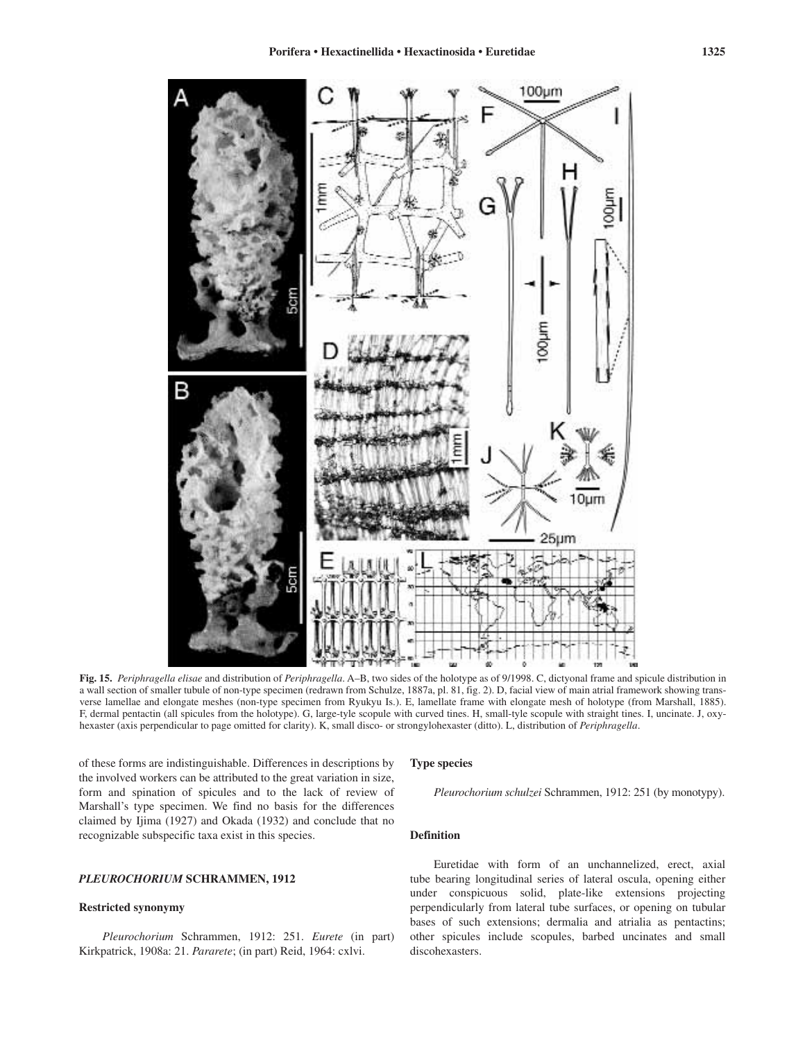**Fig. 15.** *Periphragella elisae* and distribution of *Periphragella*. A–B, two sides of the holotype as of 9/1998. C, dictyonal frame and spicule distribution in a wall section of smaller tubule of non-type specimen (redrawn from Schulze, 1887a, pl. 81, fig. 2). D, facial view of main atrial framework showing transverse lamellae and elongate meshes (non-type specimen from Ryukyu Is.). E, lamellate frame with elongate mesh of holotype (from Marshall, 1885). F, dermal pentactin (all spicules from the holotype). G, large-tyle scopule with curved tines. H, small-tyle scopule with straight tines. I, uncinate. J, oxyhexaster (axis perpendicular to page omitted for clarity). K, small disco- or strongylohexaster (ditto). L, distribution of *Periphragella*.

of these forms are indistinguishable. Differences in descriptions by the involved workers can be attributed to the great variation in size, form and spination of spicules and to the lack of review of Marshall's type specimen. We find no basis for the differences claimed by Ijima (1927) and Okada (1932) and conclude that no recognizable subspecific taxa exist in this species.

## *PLEUROCHORIUM* SCHRAMMEN, 1912

### Restricted synonymy

*Pleurochorium* Schrammen, 1912: 251. *Eurete* (in part) Kirkpatrick, 1908a: 21. *Pararete*; (in part) Reid, 1964: cxlvi.

### Type species

*Pleurochorium schulzei* Schrammen, 1912: 251 (by monotypy).

### Definition

Euretidae with form of an unchannelized, erect, axial tube bearing longitudinal series of lateral oscula, opening either under conspicuous solid, plate-like extensions projecting perpendicularly from lateral tube surfaces, or opening on tubular bases of such extensions; dermalia and atrialia as pentactins; other spicules include scopules, barbed uncinates and small discohexasters.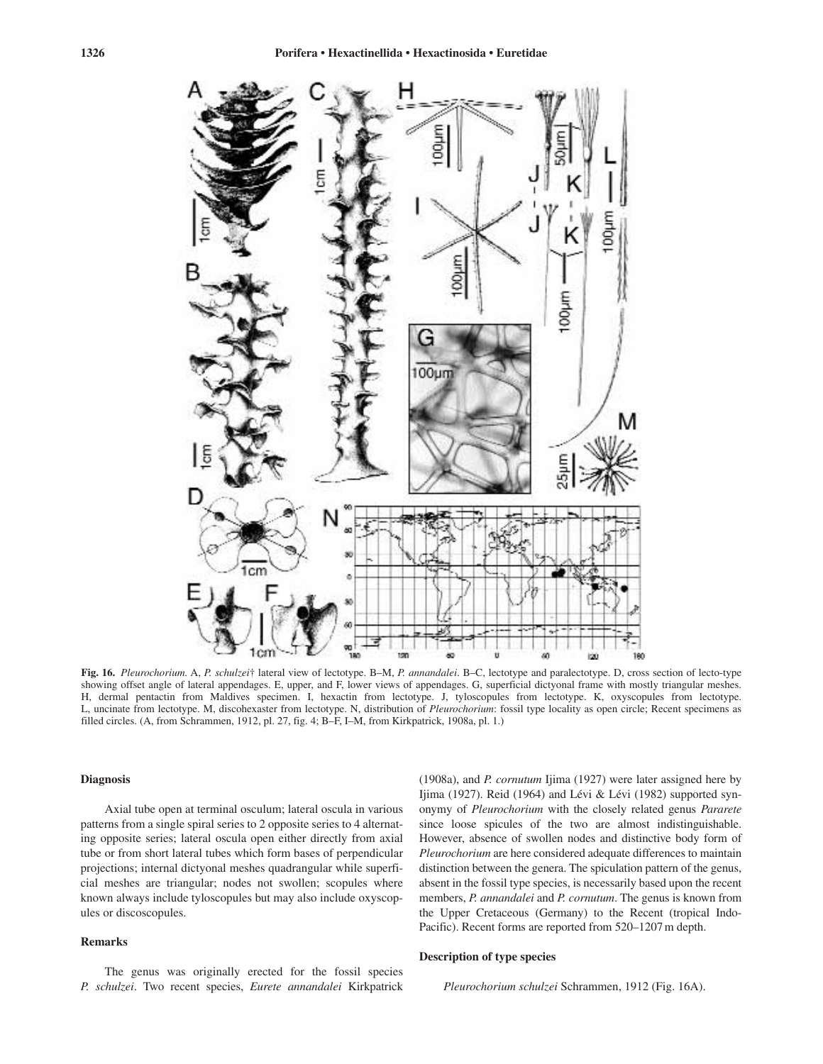**Fig. 16.** *Pleurochorium.* A, *P. schulzei*† lateral view of lectotype. B–M, *P. annandalei.* B–C, lectotype and paralectotype. D, cross section of lecto-type showing offset angle of lateral appendages. E, upper, and F, lower views of appendages. G, superficial dictyonal frame with mostly triangular meshes. H, dermal pentactin from Maldives specimen. I, hexactin from lectotype. J, tyloscopules from lectotype. K, oxyscopules from lectotype. L, uncinate from lectotype. M, discohexaster from lectotype. N, distribution of *Pleurochorium*: fossil type locality as open circle; Recent specimens as filled circles. (A, from Schrammen, 1912, pl. 27, fig. 4; B–F, I–M, from Kirkpatrick, 1908a, pl. 1.)

### Diagnosis

Axial tube open at terminal osculum; lateral oscula in various patterns from a single spiral series to 2 opposite series to 4 alternating opposite series; lateral oscula open either directly from axial tube or from short lateral tubes which form bases of perpendicular projections; internal dictyonal meshes quadrangular while superficial meshes are triangular; nodes not swollen; scopules where known always include tyloscopules but may also include oxyscopules or discoscopules.

### Remarks

The genus was originally erected for the fossil species *P. schulzei*. Two recent species, *Eurete annandalei* Kirkpatrick (1908a), and *P. cornutum* Ijima (1927) were later assigned here by Ijima (1927). Reid (1964) and Lévi & Lévi (1982) supported synonymy of *Pleurochorium* with the closely related genus *Pararete* since loose spicules of the two are almost indistinguishable. However, absence of swollen nodes and distinctive body form of *Pleurochorium* are here considered adequate differences to maintain distinction between the genera. The spiculation pattern of the genus, absent in the fossil type species, is necessarily based upon the recent members, *P. annandalei* and *P. cornutum*. The genus is known from the Upper Cretaceous (Germany) to the Recent (tropical Indo-Pacific). Recent forms are reported from 520–1207 m depth.

### Description of type species

*Pleurochorium schulzei* Schrammen, 1912 (Fig. 16A).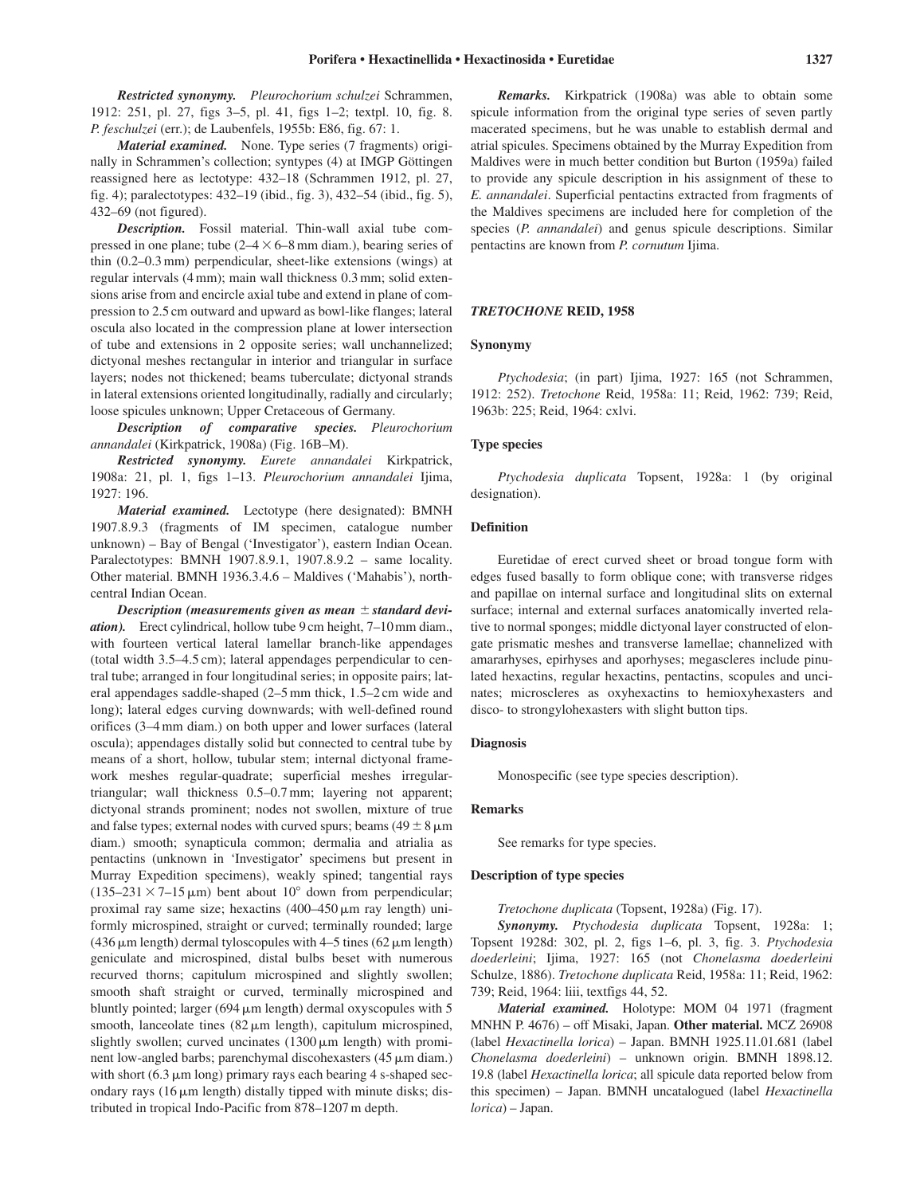***Restricted synonymy.*** *Pleurochorium schulzei* Schrammen, 1912: 251, pl. 27, figs 3–5, pl. 41, figs 1–2; textpl. 10, fig. 8. *P. feschulzei* (err.); de Laubenfels, 1955b: E86, fig. 67: 1.

***Material examined.*** None. Type series (7 fragments) originally in Schrammen's collection; syntypes (4) at IMGP Göttingen reassigned here as lectotype: 432–18 (Schrammen 1912, pl. 27, fig. 4); paralectotypes: 432–19 (ibid., fig. 3), 432–54 (ibid., fig. 5), 432–69 (not figured).

***Description.*** Fossil material. Thin-wall axial tube compressed in one plane; tube (2–4 × 6–8 mm diam.), bearing series of thin (0.2–0.3 mm) perpendicular, sheet-like extensions (wings) at regular intervals (4 mm); main wall thickness 0.3 mm; solid extensions arise from and encircle axial tube and extend in plane of compression to 2.5 cm outward and upward as bowl-like flanges; lateral oscula also located in the compression plane at lower intersection of tube and extensions in 2 opposite series; wall unchannelized; dictyonal meshes rectangular in interior and triangular in surface layers; nodes not thickened; beams tuberculate; dictyonal strands in lateral extensions oriented longitudinally, radially and circularly; loose spicules unknown; Upper Cretaceous of Germany.

***Description of comparative species.*** *Pleurochorium annandalei* (Kirkpatrick, 1908a) (Fig. 16B–M).

***Restricted synonymy.*** *Eurete annandalei* Kirkpatrick, 1908a: 21, pl. 1, figs 1–13. *Pleurochorium annandalei* Ijima, 1927: 196.

***Material examined.*** Lectotype (here designated): BMNH 1907.8.9.3 (fragments of IM specimen, catalogue number unknown) – Bay of Bengal ('Investigator'), eastern Indian Ocean. Paralectotypes: BMNH 1907.8.9.1, 1907.8.9.2 – same locality. Other material. BMNH 1936.3.4.6 – Maldives ('Mahabis'), north-central Indian Ocean.

***Description (measurements given as mean ± standard deviation).*** Erect cylindrical, hollow tube 9 cm height, 7–10 mm diam., with fourteen vertical lateral lamellar branch-like appendages (total width 3.5–4.5 cm); lateral appendages perpendicular to central tube; arranged in four longitudinal series; in opposite pairs; lateral appendages saddle-shaped (2–5 mm thick, 1.5–2 cm wide and long); lateral edges curving downwards; with well-defined round orifices (3–4 mm diam.) on both upper and lower surfaces (lateral oscula); appendages distally solid but connected to central tube by means of a short, hollow, tubular stem; internal dictyonal framework meshes regular-quadrate; superficial meshes irregular-triangular; wall thickness 0.5–0.7 mm; layering not apparent; dictyonal strands prominent; nodes not swollen, mixture of true and false types; external nodes with curved spurs; beams (49 ± 8 μm diam.) smooth; synapticula common; dermalia and atrialia as pentactins (unknown in 'Investigator' specimens but present in Murray Expedition specimens), weakly spined; tangential rays (135–231 × 7–15 μm) bent about 10° down from perpendicular; proximal ray same size; hexactins (400–450 μm ray length) uniformly microspined, straight or curved; terminally rounded; large (436 μm length) dermal tyloscopules with 4–5 tines (62 μm length) geniculate and microspined, distal bulbs beset with numerous recurved thorns; capitulum microspined and slightly swollen; smooth shaft straight or curved, terminally microspined and bluntly pointed; larger (694 μm length) dermal oxyscopules with 5 smooth, lanceolate tines (82 μm length), capitulum microspined, slightly swollen; curved uncinates (1300 μm length) with prominent low-angled barbs; parenchymal discohexasters (45 μm diam.) with short (6.3 μm long) primary rays each bearing 4 s-shaped secondary rays (16 μm length) distally tipped with minute disks; distributed in tropical Indo-Pacific from 878–1207 m depth.

***Remarks.*** Kirkpatrick (1908a) was able to obtain some spicule information from the original type series of seven partly macerated specimens, but he was unable to establish dermal and atrial spicules. Specimens obtained by the Murray Expedition from Maldives were in much better condition but Burton (1959a) failed to provide any spicule description in his assignment of these to *E. annandalei*. Superficial pentactins extracted from fragments of the Maldives specimens are included here for completion of the species (*P. annandalei*) and genus spicule descriptions. Similar pentactins are known from *P. cornutum* Ijima.

## *TRETOCHONE* REID, 1958

### Synonymy

*Ptychodesia*; (in part) Ijima, 1927: 165 (not Schrammen, 1912: 252). *Tretochone* Reid, 1958a: 11; Reid, 1962: 739; Reid, 1963b: 225; Reid, 1964: cxlvi.

### Type species

*Ptychodesia duplicata* Topsent, 1928a: 1 (by original designation).

### Definition

Euretidae of erect curved sheet or broad tongue form with edges fused basally to form oblique cone; with transverse ridges and papillae on internal surface and longitudinal slits on external surface; internal and external surfaces anatomically inverted relative to normal sponges; middle dictyonal layer constructed of elongate prismatic meshes and transverse lamellae; channelized with amararhyses, epirhyses and aporhyses; megascleres include pinulated hexactins, regular hexactins, pentactins, scopules and uncinates; microscleres as oxyhexactins to hemioxyhexasters and disco- to strongylohexasters with slight button tips.

### Diagnosis

Monospecific (see type species description).

### Remarks

See remarks for type species.

### Description of type species

*Tretochone duplicata* (Topsent, 1928a) (Fig. 17).

***Synonymy.*** *Ptychodesia duplicata* Topsent, 1928a: 1; Topsent 1928d: 302, pl. 2, figs 1–6, pl. 3, fig. 3. *Ptychodesia doederleini*; Ijima, 1927: 165 (not *Chonelasma doederleini* Schulze, 1886). *Tretochone duplicata* Reid, 1958a: 11; Reid, 1962: 739; Reid, 1964: liii, textfigs 44, 52.

***Material examined.*** Holotype: MOM 04 1971 (fragment MNHN P. 4676) – off Misaki, Japan. **Other material.** MCZ 26908 (label *Hexactinella lorica*) – Japan. BMNH 1925.11.01.681 (label *Chonelasma doederleini*) – unknown origin. BMNH 1898.12.19.8 (label *Hexactinella lorica*; all spicule data reported below from this specimen) – Japan. BMNH uncatalogued (label *Hexactinella lorica*) – Japan.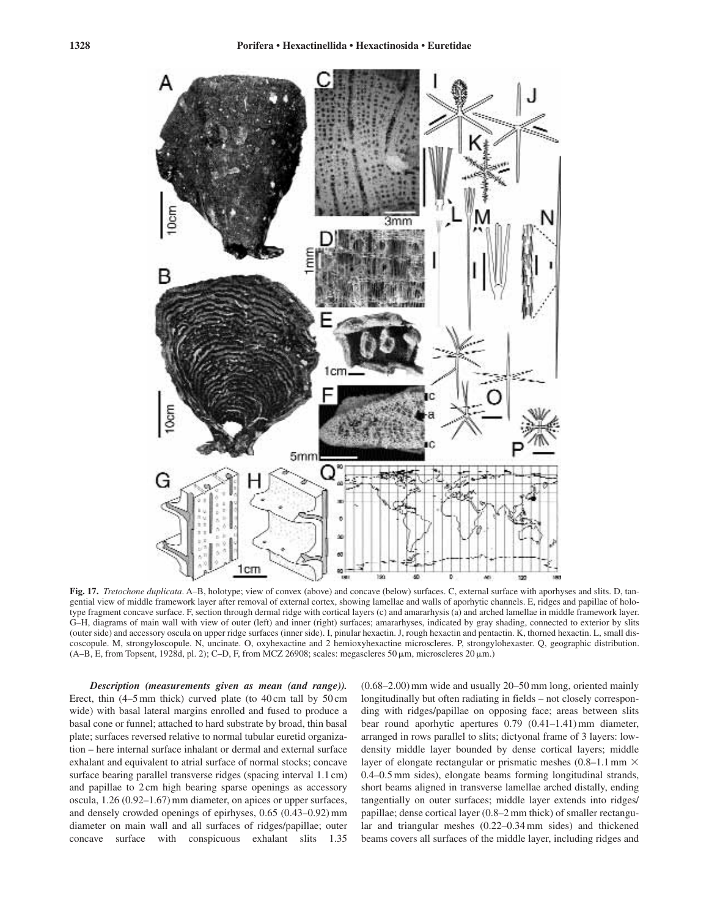**Fig. 17.** *Tretochone duplicata*. A–B, holotype; view of convex (above) and concave (below) surfaces. C, external surface with aporhyses and slits. D, tangential view of middle framework layer after removal of external cortex, showing lamellae and walls of aporhytic channels. E, ridges and papillae of holotype fragment concave surface. F, section through dermal ridge with cortical layers (c) and amararhysis (a) and arched lamellae in middle framework layer. G–H, diagrams of main wall with view of outer (left) and inner (right) surfaces; amararhyses, indicated by gray shading, connected to exterior by slits (outer side) and accessory oscula on upper ridge surfaces (inner side). I, pinular hexactin. J, rough hexactin and pentactin. K, thorned hexactin. L, small discoscopule. M, strongyloscopule. N, uncinate. O, oxyhexactine and 2 hemioxyhexactine microscleres. P, strongylohexaster. Q, geographic distribution. (A–B, E, from Topsent, 1928d, pl. 2); C–D, F, from MCZ 26908; scales: megascleres 50 μm, microscleres 20 μm.)

***Description (measurements given as mean (and range)).*** Erect, thin (4–5 mm thick) curved plate (to 40 cm tall by 50 cm wide) with basal lateral margins enrolled and fused to produce a basal cone or funnel; attached to hard substrate by broad, thin basal plate; surfaces reversed relative to normal tubular euretid organization – here internal surface inhalant or dermal and external surface exhalant and equivalent to atrial surface of normal stocks; concave surface bearing parallel transverse ridges (spacing interval 1.1 cm) and papillae to 2 cm high bearing sparse openings as accessory oscula, 1.26 (0.92–1.67) mm diameter, on apices or upper surfaces, and densely crowded openings of epirhyses, 0.65 (0.43–0.92) mm diameter on main wall and all surfaces of ridges/papillae; outer concave surface with conspicuous exhalant slits 1.35 (0.68–2.00) mm wide and usually 20–50 mm long, oriented mainly longitudinally but often radiating in fields – not closely corresponding with ridges/papillae on opposing face; areas between slits bear round aporhytic apertures 0.79 (0.41–1.41) mm diameter, arranged in rows parallel to slits; dictyonal frame of 3 layers: low-density middle layer bounded by dense cortical layers; middle layer of elongate rectangular or prismatic meshes (0.8–1.1 mm × 0.4–0.5 mm sides), elongate beams forming longitudinal strands, short beams aligned in transverse lamellae arched distally, ending tangentially on outer surfaces; middle layer extends into ridges/papillae; dense cortical layer (0.8–2 mm thick) of smaller rectangular and triangular meshes (0.22–0.34 mm sides) and thickened beams covers all surfaces of the middle layer, including ridges and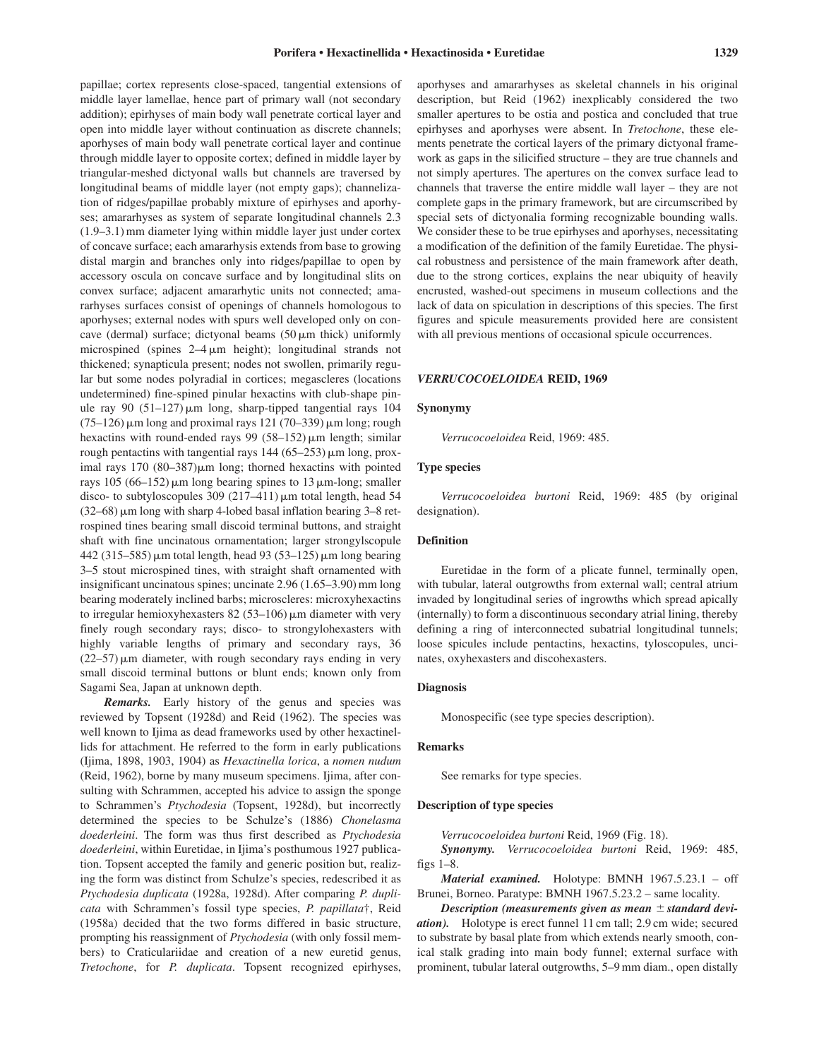papillae; cortex represents close-spaced, tangential extensions of middle layer lamellae, hence part of primary wall (not secondary addition); epirhyses of main body wall penetrate cortical layer and open into middle layer without continuation as discrete channels; aporhyses of main body wall penetrate cortical layer and continue through middle layer to opposite cortex; defined in middle layer by triangular-meshed dictyonal walls but channels are traversed by longitudinal beams of middle layer (not empty gaps); channelization of ridges/papillae probably mixture of epirhyses and aporhyses; amararhyses as system of separate longitudinal channels 2.3 (1.9–3.1) mm diameter lying within middle layer just under cortex of concave surface; each amararhysis extends from base to growing distal margin and branches only into ridges/papillae to open by accessory oscula on concave surface and by longitudinal slits on convex surface; adjacent amararhytic units not connected; amararhyses surfaces consist of openings of channels homologous to aporhyses; external nodes with spurs well developed only on concave (dermal) surface; dictyonal beams (50 μm thick) uniformly microspined (spines 2–4 μm height); longitudinal strands not thickened; synapticula present; nodes not swollen, primarily regular but some nodes polyradial in cortices; megascleres (locations undetermined) fine-spined pinular hexactins with club-shape pinule ray 90 (51–127) μm long, sharp-tipped tangential rays 104 (75–126) μm long and proximal rays 121 (70–339) μm long; rough hexactins with round-ended rays 99 (58–152) μm length; similar rough pentactins with tangential rays 144 (65–253) μm long, proximal rays 170 (80–387) μm long; thorned hexactins with pointed rays 105 (66–152) μm long bearing spines to 13 μm-long; smaller disco- to subtyloscopules 309 (217–411) μm total length, head 54 (32–68) μm long with sharp 4-lobed basal inflation bearing 3–8 retrospined tines bearing small discoid terminal buttons, and straight shaft with fine uncinatous ornamentation; larger strongylscopule 442 (315–585) μm total length, head 93 (53–125) μm long bearing 3–5 stout microspined tines, with straight shaft ornamented with insignificant uncinatous spines; uncinate 2.96 (1.65–3.90) mm long bearing moderately inclined barbs; microscleres: microxyhexactins to irregular hemioxyhexasters 82 (53–106) μm diameter with very finely rough secondary rays; disco- to strongylohexasters with highly variable lengths of primary and secondary rays, 36 (22–57) μm diameter, with rough secondary rays ending in very small discoid terminal buttons or blunt ends; known only from Sagami Sea, Japan at unknown depth.

***Remarks.*** Early history of the genus and species was reviewed by Topsent (1928d) and Reid (1962). The species was well known to Ijima as dead frameworks used by other hexactinellids for attachment. He referred to the form in early publications (Ijima, 1898, 1903, 1904) as *Hexactinella lorica*, a *nomen nudum* (Reid, 1962), borne by many museum specimens. Ijima, after consulting with Schrammen, accepted his advice to assign the sponge to Schrammen's *Ptychodesia* (Topsent, 1928d), but incorrectly determined the species to be Schulze's (1886) *Chonelasma doederleini*. The form was thus first described as *Ptychodesia doederleini*, within Euretidae, in Ijima's posthumous 1927 publication. Topsent accepted the family and generic position but, realizing the form was distinct from Schulze's species, redescribed it as *Ptychodesia duplicata* (1928a, 1928d). After comparing *P. duplicata* with Schrammen's fossil type species, *P. papillata*†, Reid (1958a) decided that the two forms differed in basic structure, prompting his reassignment of *Ptychodesia* (with only fossil members) to Craticulariidae and creation of a new euretid genus, *Tretochone*, for *P. duplicata*. Topsent recognized epirhyses, aporhyses and amararhyses as skeletal channels in his original description, but Reid (1962) inexplicably considered the two smaller apertures to be ostia and postica and concluded that true epirhyses and aporhyses were absent. In *Tretochone*, these elements penetrate the cortical layers of the primary dictyonal framework as gaps in the silicified structure – they are true channels and not simply apertures. The apertures on the convex surface lead to channels that traverse the entire middle wall layer – they are not complete gaps in the primary framework, but are circumscribed by special sets of dictyonalia forming recognizable bounding walls. We consider these to be true epirhyses and aporhyses, necessitating a modification of the definition of the family Euretidae. The physical robustness and persistence of the main framework after death, due to the strong cortices, explains the near ubiquity of heavily encrusted, washed-out specimens in museum collections and the lack of data on spiculation in descriptions of this species. The first figures and spicule measurements provided here are consistent with all previous mentions of occasional spicule occurrences.

## *VERRUCOCOELOIDEA* REID, 1969

### Synonymy

*Verrucocoeloidea* Reid, 1969: 485.

### Type species

*Verrucocoeloidea burtoni* Reid, 1969: 485 (by original designation).

### Definition

Euretidae in the form of a plicate funnel, terminally open, with tubular, lateral outgrowths from external wall; central atrium invaded by longitudinal series of ingrowths which spread apically (internally) to form a discontinuous secondary atrial lining, thereby defining a ring of interconnected subatrial longitudinal tunnels; loose spicules include pentactins, hexactins, tyloscopules, uncinates, oxyhexasters and discohexasters.

### Diagnosis

Monospecific (see type species description).

### Remarks

See remarks for type species.

### Description of type species

*Verrucocoeloidea burtoni* Reid, 1969 (Fig. 18).

***Synonymy.*** *Verrucocoeloidea burtoni* Reid, 1969: 485, figs 1–8.

***Material examined.*** Holotype: BMNH 1967.5.23.1 – off Brunei, Borneo. Paratype: BMNH 1967.5.23.2 – same locality.

***Description (measurements given as mean ± standard deviation).*** Holotype is erect funnel 11 cm tall; 2.9 cm wide; secured to substrate by basal plate from which extends nearly smooth, conical stalk grading into main body funnel; external surface with prominent, tubular lateral outgrowths, 5–9 mm diam., open distally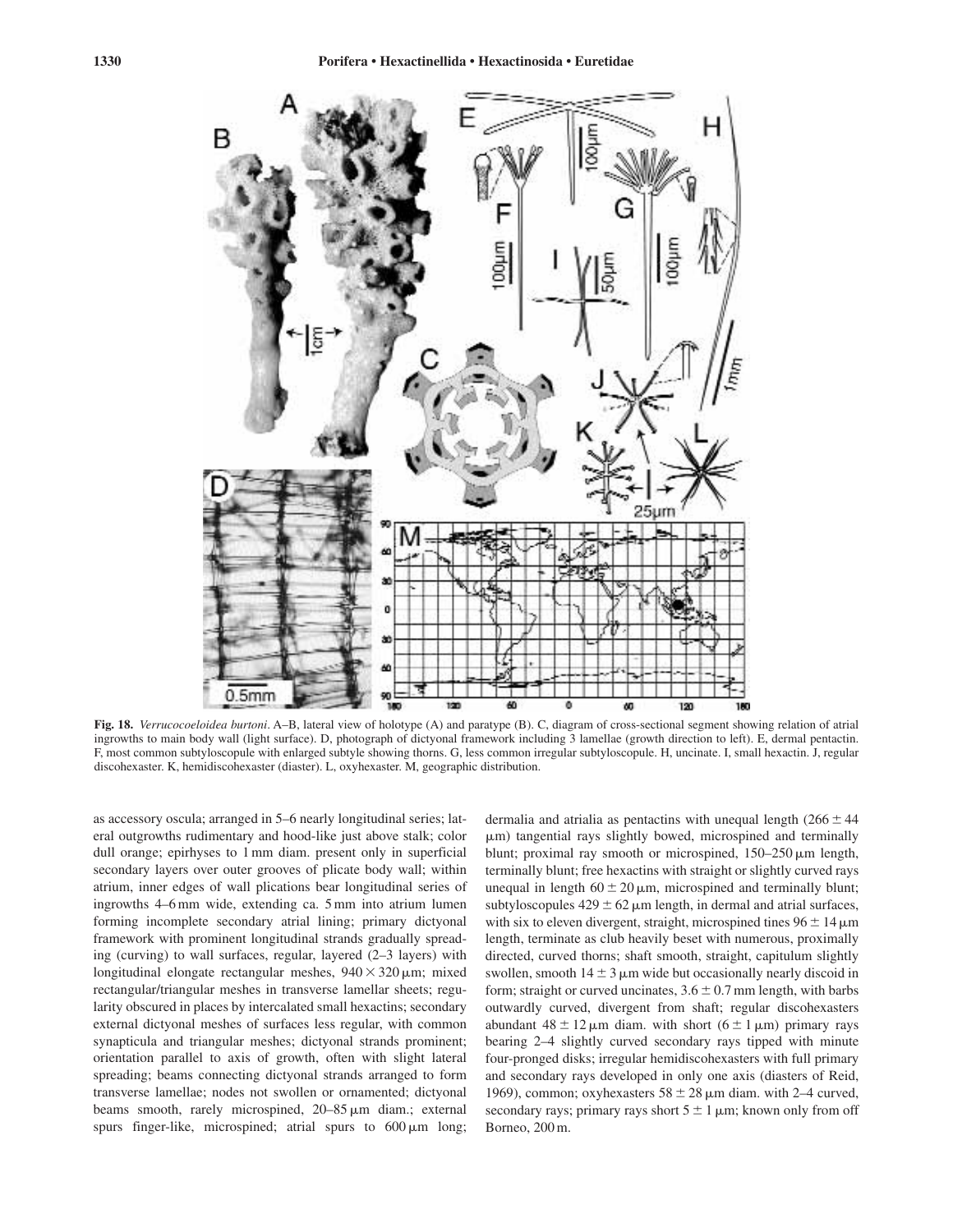**Fig. 18.** *Verrucocoeloidea burtoni*. A–B, lateral view of holotype (A) and paratype (B). C, diagram of cross-sectional segment showing relation of atrial ingrowths to main body wall (light surface). D, photograph of dictyonal framework including 3 lamellae (growth direction to left). E, dermal pentactin. F, most common subtyloscopule with enlarged subtyle showing thorns. G, less common irregular subtyloscopule. H, uncinate. I, small hexactin. J, regular discohexaster. K, hemidiscohexaster (diaster). L, oxyhexaster. M, geographic distribution.

as accessory oscula; arranged in 5–6 nearly longitudinal series; lateral outgrowths rudimentary and hood-like just above stalk; color dull orange; epirhyses to 1 mm diam. present only in superficial secondary layers over outer grooves of plicate body wall; within atrium, inner edges of wall plications bear longitudinal series of ingrowths 4–6 mm wide, extending ca. 5 mm into atrium lumen forming incomplete secondary atrial lining; primary dictyonal framework with prominent longitudinal strands gradually spreading (curving) to wall surfaces, regular, layered (2–3 layers) with longitudinal elongate rectangular meshes, $940 \times 320$ μm; mixed rectangular/triangular meshes in transverse lamellar sheets; regularity obscured in places by intercalated small hexactins; secondary external dictyonal meshes of surfaces less regular, with common synapticula and triangular meshes; dictyonal strands prominent; orientation parallel to axis of growth, often with slight lateral spreading; beams connecting dictyonal strands arranged to form transverse lamellae; nodes not swollen or ornamented; dictyonal beams smooth, rarely microspined, 20–85 μm diam.; external spurs finger-like, microspined; atrial spurs to 600 μm long; dermalia and atrialia as pentactins with unequal length ($266 \pm 44$ μm) tangential rays slightly bowed, microspined and terminally blunt; proximal ray smooth or microspined, 150–250 μm length, terminally blunt; free hexactins with straight or slightly curved rays unequal in length $60 \pm 20$ μm, microspined and terminally blunt; subtyloscopules $429 \pm 62$ μm length, in dermal and atrial surfaces, with six to eleven divergent, straight, microspined tines $96 \pm 14$ μm length, terminate as club heavily beset with numerous, proximally directed, curved thorns; shaft smooth, straight, capitulum slightly swollen, smooth $14 \pm 3$ μm wide but occasionally nearly discoid in form; straight or curved uncinates, $3.6 \pm 0.7$ mm length, with barbs outwardly curved, divergent from shaft; regular discohexasters abundant $48 \pm 12$ μm diam. with short ($6 \pm 1$ μm) primary rays bearing 2–4 slightly curved secondary rays tipped with minute four-pronged disks; irregular hemidiscohexasters with full primary and secondary rays developed in only one axis (diasters of Reid, 1969), common; oxyhexasters $58 \pm 28$ μm diam. with 2–4 curved, secondary rays; primary rays short $5 \pm 1$ μm; known only from off Borneo, 200 m.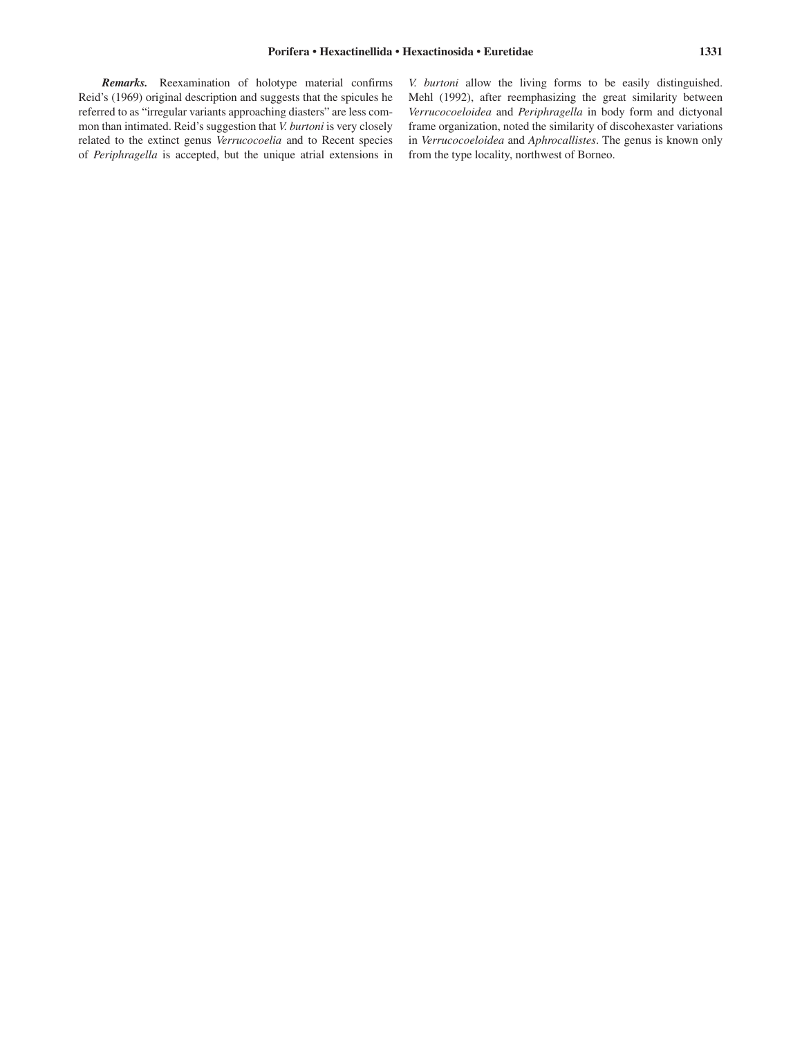***Remarks.*** Reexamination of holotype material confirms Reid's (1969) original description and suggests that the spicules he referred to as "irregular variants approaching diasters" are less common than intimated. Reid's suggestion that *V. burtoni* is very closely related to the extinct genus *Verrucocoelia* and to Recent species of *Periphragella* is accepted, but the unique atrial extensions in *V. burtoni* allow the living forms to be easily distinguished. Mehl (1992), after reemphasizing the great similarity between *Verrucocoeloidea* and *Periphragella* in body form and dictyonal frame organization, noted the similarity of discohexaster variations in *Verrucocoeloidea* and *Aphrocallistes*. The genus is known only from the type locality, northwest of Borneo.